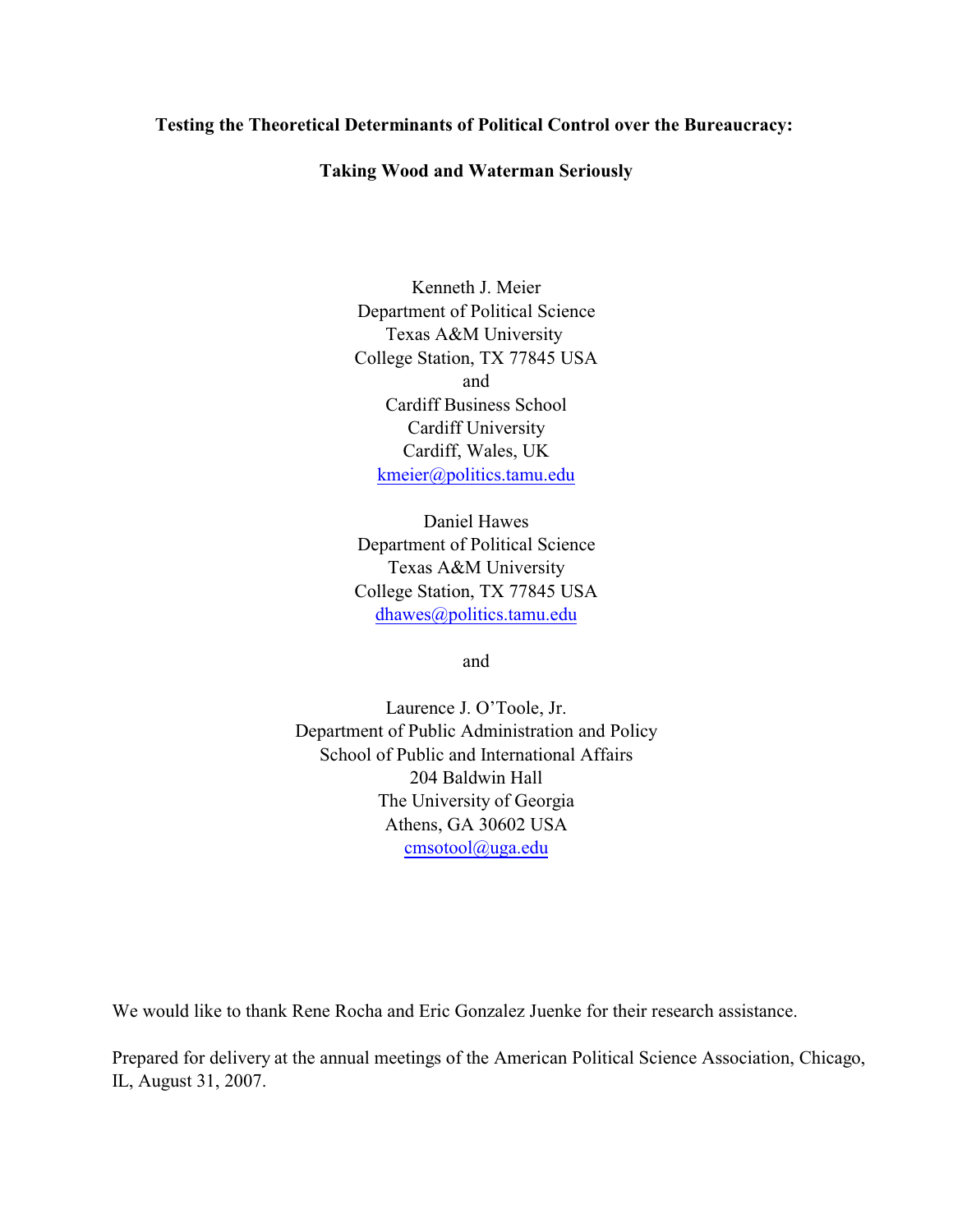**Testing the Theoretical Determinants of Political Control over the Bureaucracy:**

**Taking Wood and Waterman Seriously**

Kenneth J. Meier
Department of Political Science
Texas A&M University
College Station, TX 77845 USA
and
Cardiff Business School
Cardiff University
Cardiff, Wales, UK
kmeier@politics.tamu.edu

Daniel Hawes
Department of Political Science
Texas A&M University
College Station, TX 77845 USA
dhawes@politics.tamu.edu

and

Laurence J. O'Toole, Jr.
Department of Public Administration and Policy
School of Public and International Affairs
204 Baldwin Hall
The University of Georgia
Athens, GA 30602 USA
cmsotool@uga.edu

We would like to thank Rene Rocha and Eric Gonzalez Juenke for their research assistance.

Prepared for delivery at the annual meetings of the American Political Science Association, Chicago, IL, August 31, 2007.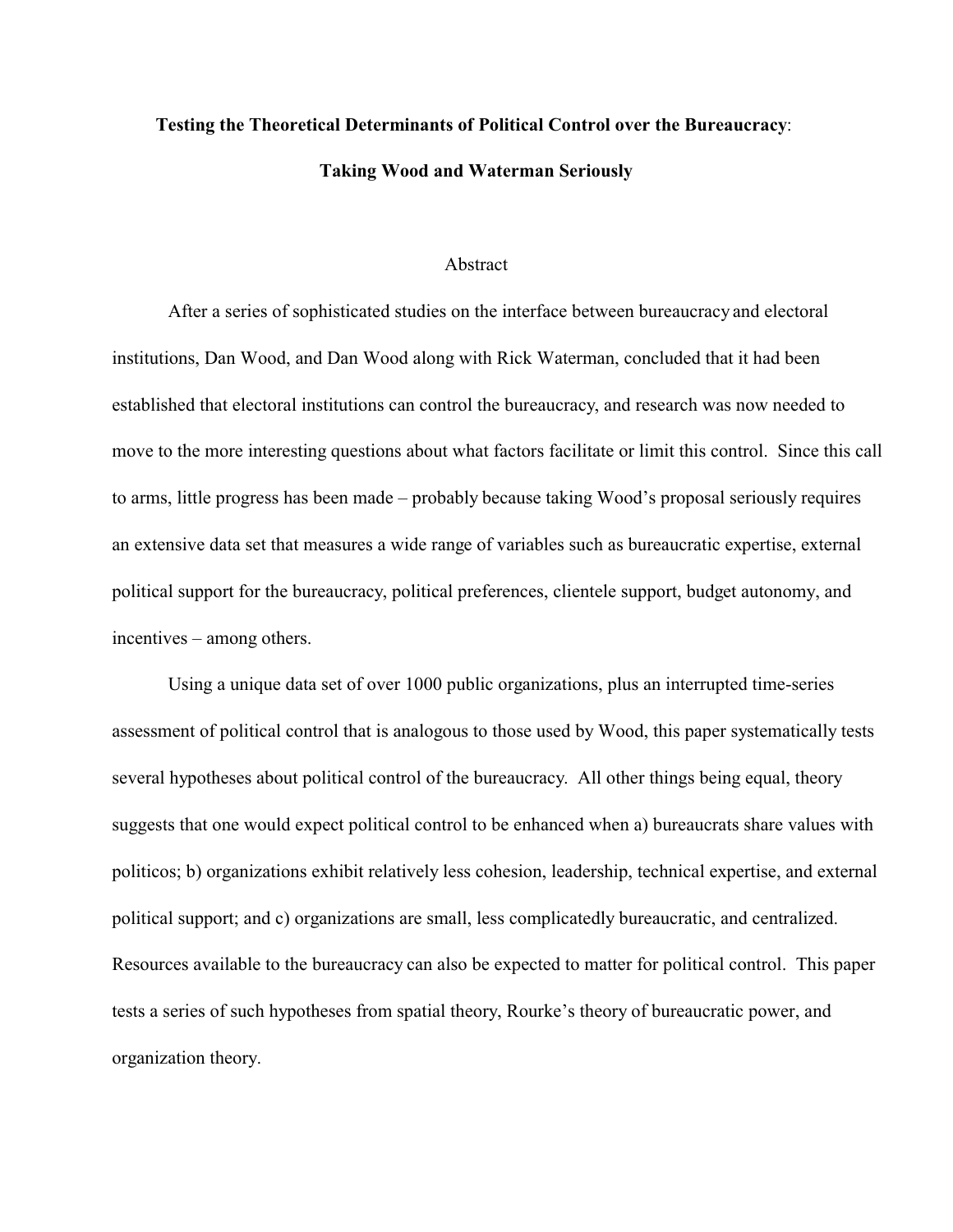**Testing the Theoretical Determinants of Political Control over the Bureaucracy:**

**Taking Wood and Waterman Seriously**

Abstract

After a series of sophisticated studies on the interface between bureaucracy and electoral institutions, Dan Wood, and Dan Wood along with Rick Waterman, concluded that it had been established that electoral institutions can control the bureaucracy, and research was now needed to move to the more interesting questions about what factors facilitate or limit this control. Since this call to arms, little progress has been made – probably because taking Wood's proposal seriously requires an extensive data set that measures a wide range of variables such as bureaucratic expertise, external political support for the bureaucracy, political preferences, clientele support, budget autonomy, and incentives – among others.

Using a unique data set of over 1000 public organizations, plus an interrupted time-series assessment of political control that is analogous to those used by Wood, this paper systematically tests several hypotheses about political control of the bureaucracy. All other things being equal, theory suggests that one would expect political control to be enhanced when a) bureaucrats share values with politicos; b) organizations exhibit relatively less cohesion, leadership, technical expertise, and external political support; and c) organizations are small, less complicatedly bureaucratic, and centralized. Resources available to the bureaucracy can also be expected to matter for political control. This paper tests a series of such hypotheses from spatial theory, Rourke's theory of bureaucratic power, and organization theory.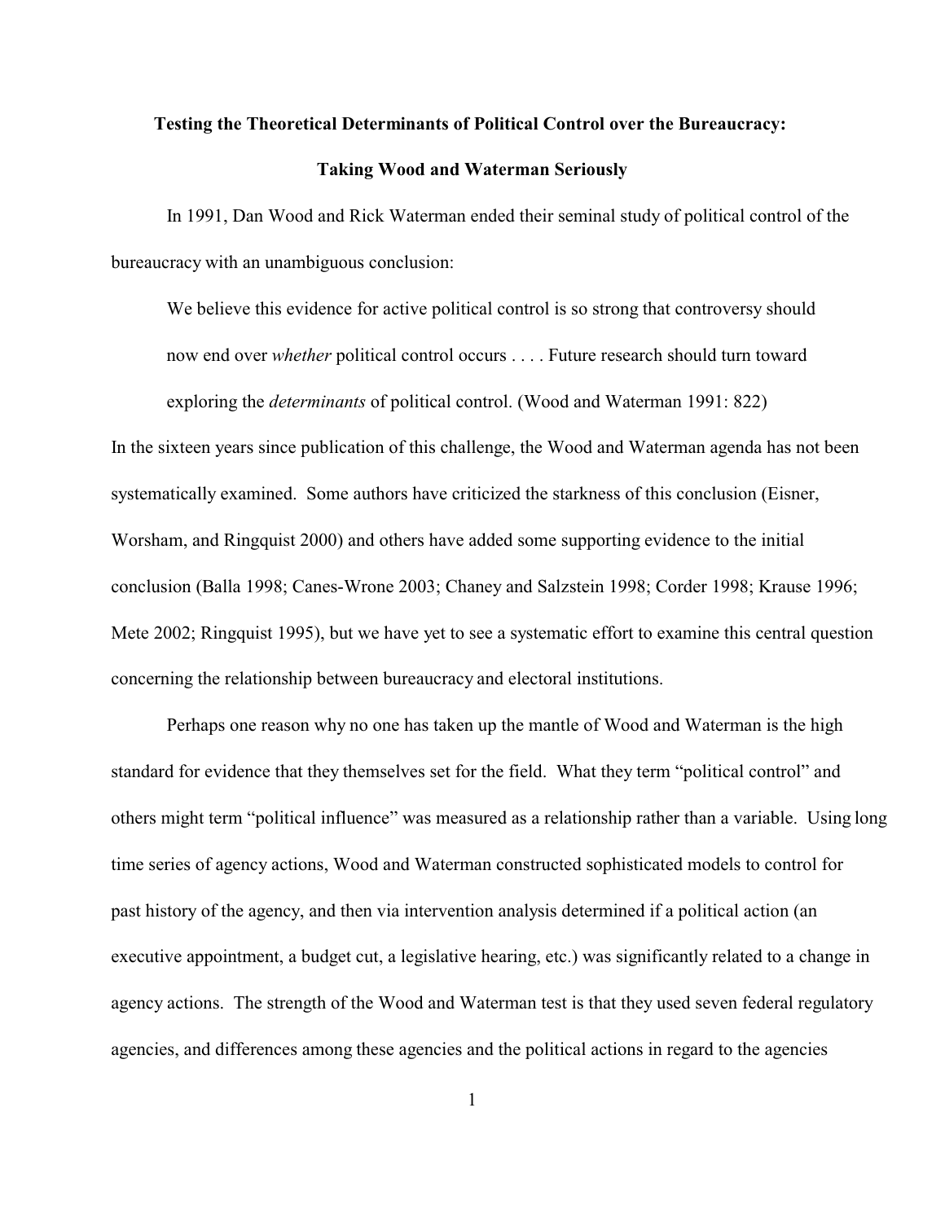# Testing the Theoretical Determinants of Political Control over the Bureaucracy: Taking Wood and Waterman Seriously

In 1991, Dan Wood and Rick Waterman ended their seminal study of political control of the bureaucracy with an unambiguous conclusion:

> We believe this evidence for active political control is so strong that controversy should now end over *whether* political control occurs . . . . Future research should turn toward exploring the *determinants* of political control. (Wood and Waterman 1991: 822)

In the sixteen years since publication of this challenge, the Wood and Waterman agenda has not been systematically examined. Some authors have criticized the starkness of this conclusion (Eisner, Worsham, and Ringquist 2000) and others have added some supporting evidence to the initial conclusion (Balla 1998; Canes-Wrone 2003; Chaney and Salzstein 1998; Corder 1998; Krause 1996; Mete 2002; Ringquist 1995), but we have yet to see a systematic effort to examine this central question concerning the relationship between bureaucracy and electoral institutions.

Perhaps one reason why no one has taken up the mantle of Wood and Waterman is the high standard for evidence that they themselves set for the field. What they term "political control" and others might term "political influence" was measured as a relationship rather than a variable. Using long time series of agency actions, Wood and Waterman constructed sophisticated models to control for past history of the agency, and then via intervention analysis determined if a political action (an executive appointment, a budget cut, a legislative hearing, etc.) was significantly related to a change in agency actions. The strength of the Wood and Waterman test is that they used seven federal regulatory agencies, and differences among these agencies and the political actions in regard to the agencies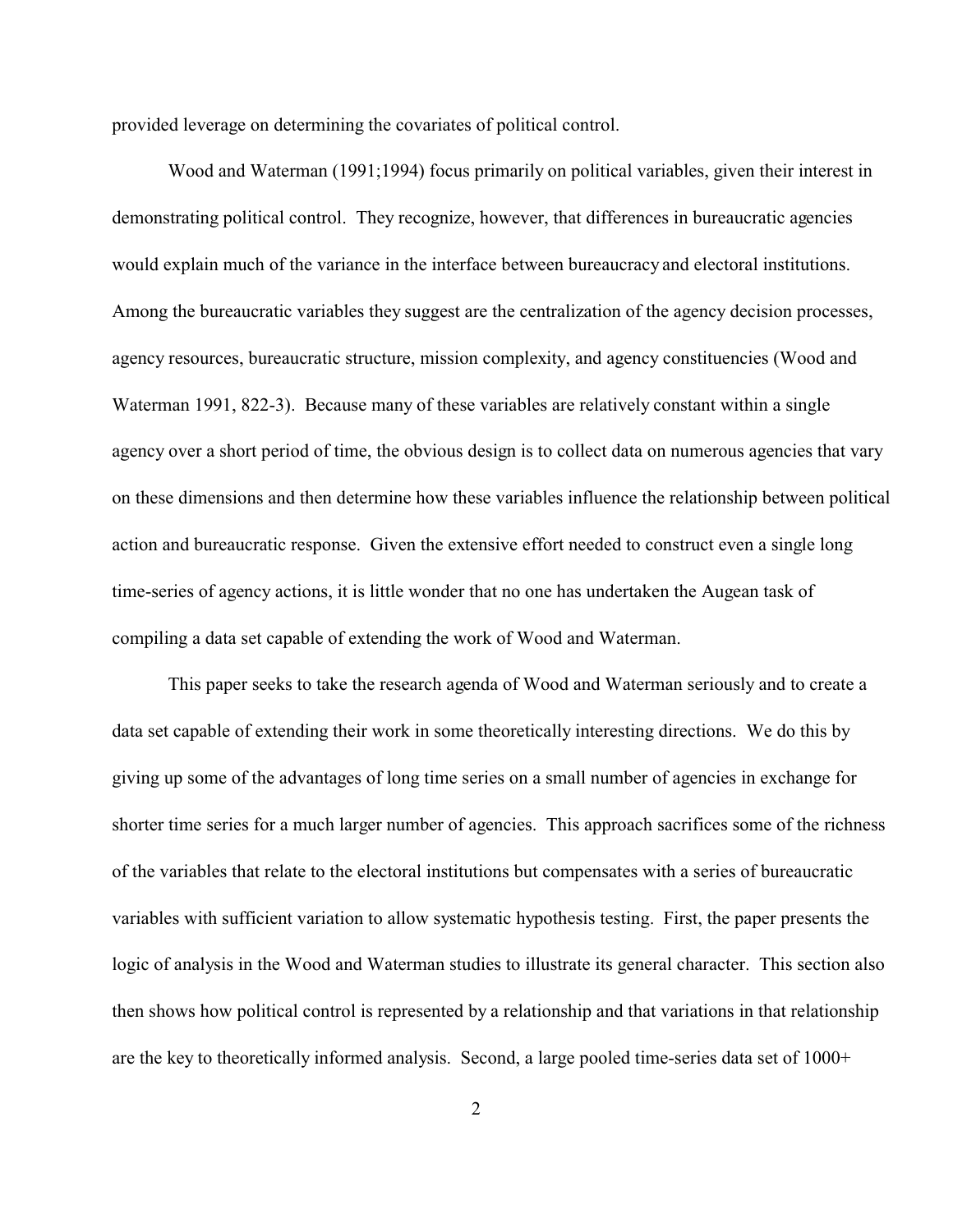provided leverage on determining the covariates of political control.

Wood and Waterman (1991;1994) focus primarily on political variables, given their interest in demonstrating political control. They recognize, however, that differences in bureaucratic agencies would explain much of the variance in the interface between bureaucracy and electoral institutions. Among the bureaucratic variables they suggest are the centralization of the agency decision processes, agency resources, bureaucratic structure, mission complexity, and agency constituencies (Wood and Waterman 1991, 822-3). Because many of these variables are relatively constant within a single agency over a short period of time, the obvious design is to collect data on numerous agencies that vary on these dimensions and then determine how these variables influence the relationship between political action and bureaucratic response. Given the extensive effort needed to construct even a single long time-series of agency actions, it is little wonder that no one has undertaken the Augean task of compiling a data set capable of extending the work of Wood and Waterman.

This paper seeks to take the research agenda of Wood and Waterman seriously and to create a data set capable of extending their work in some theoretically interesting directions. We do this by giving up some of the advantages of long time series on a small number of agencies in exchange for shorter time series for a much larger number of agencies. This approach sacrifices some of the richness of the variables that relate to the electoral institutions but compensates with a series of bureaucratic variables with sufficient variation to allow systematic hypothesis testing. First, the paper presents the logic of analysis in the Wood and Waterman studies to illustrate its general character. This section also then shows how political control is represented by a relationship and that variations in that relationship are the key to theoretically informed analysis. Second, a large pooled time-series data set of 1000+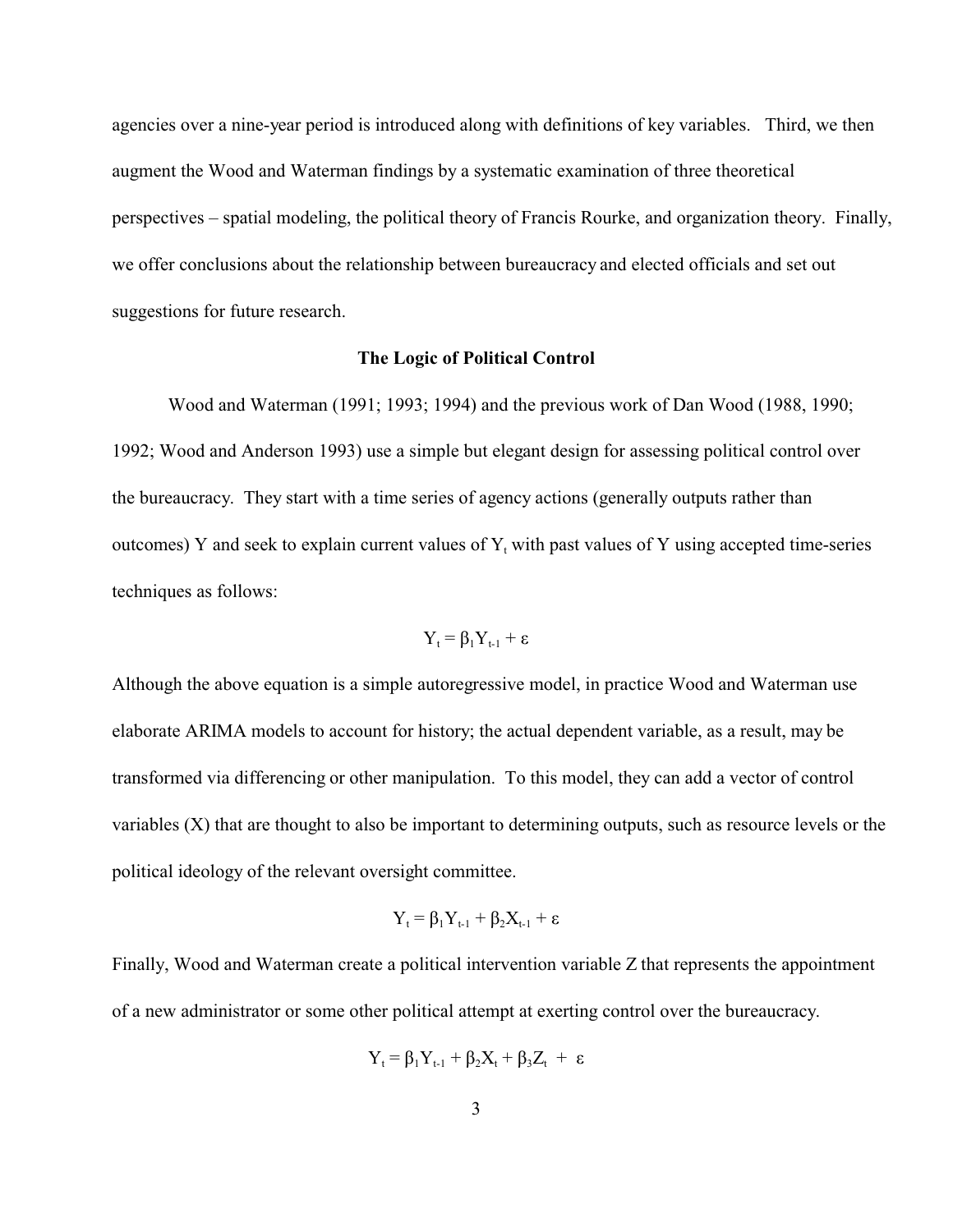agencies over a nine-year period is introduced along with definitions of key variables. Third, we then augment the Wood and Waterman findings by a systematic examination of three theoretical perspectives – spatial modeling, the political theory of Francis Rourke, and organization theory. Finally, we offer conclusions about the relationship between bureaucracy and elected officials and set out suggestions for future research.

## The Logic of Political Control

Wood and Waterman (1991; 1993; 1994) and the previous work of Dan Wood (1988, 1990; 1992; Wood and Anderson 1993) use a simple but elegant design for assessing political control over the bureaucracy. They start with a time series of agency actions (generally outputs rather than outcomes) Y and seek to explain current values of $Y_t$ with past values of Y using accepted time-series techniques as follows:

$$Y_t = \beta_1 Y_{t-1} + \varepsilon$$

Although the above equation is a simple autoregressive model, in practice Wood and Waterman use elaborate ARIMA models to account for history; the actual dependent variable, as a result, may be transformed via differencing or other manipulation. To this model, they can add a vector of control variables (X) that are thought to also be important to determining outputs, such as resource levels or the political ideology of the relevant oversight committee.

$$Y_t = \beta_1 Y_{t-1} + \beta_2 X_{t-1} + \varepsilon$$

Finally, Wood and Waterman create a political intervention variable Z that represents the appointment of a new administrator or some other political attempt at exerting control over the bureaucracy.

$$Y_t = \beta_1 Y_{t-1} + \beta_2 X_t + \beta_3 Z_t + \varepsilon$$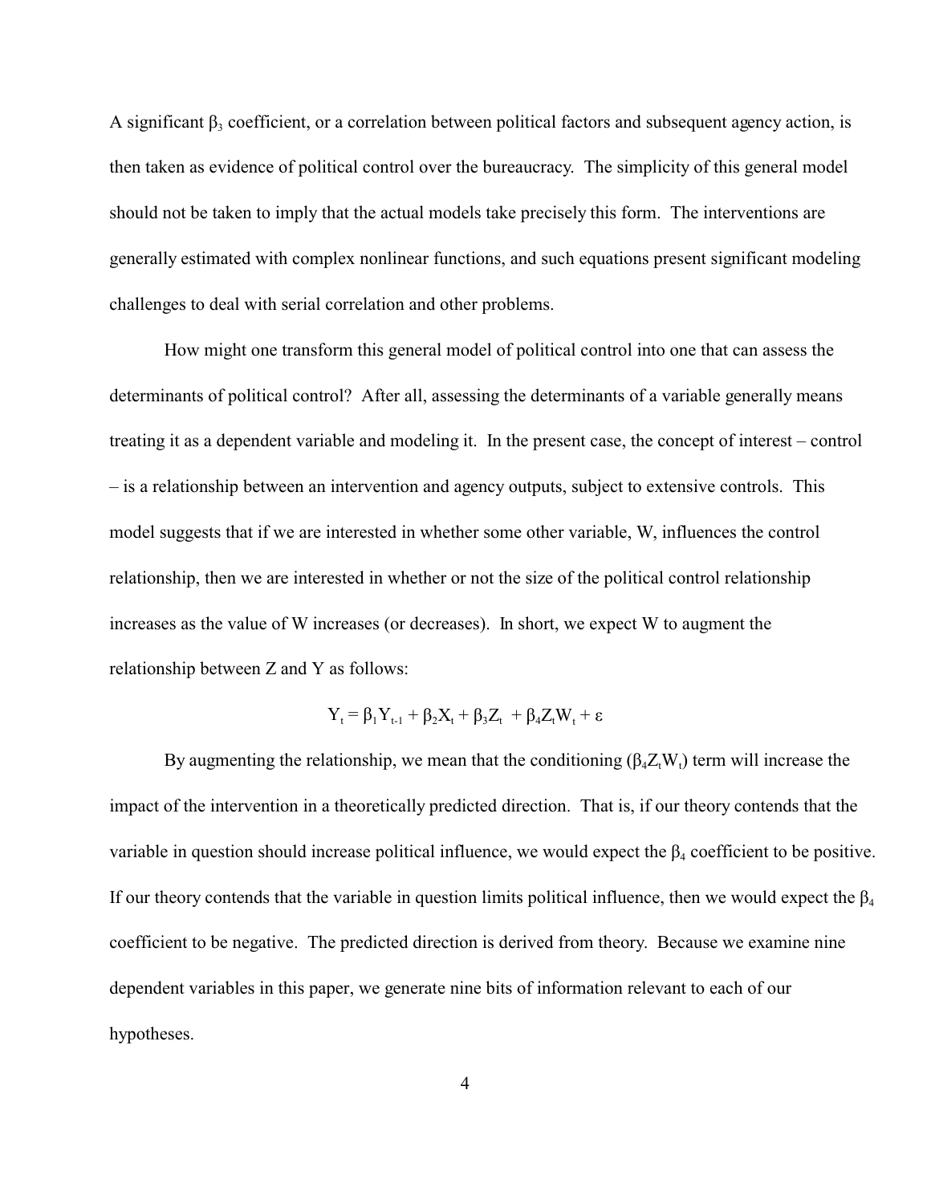A significant $\beta_3$ coefficient, or a correlation between political factors and subsequent agency action, is then taken as evidence of political control over the bureaucracy. The simplicity of this general model should not be taken to imply that the actual models take precisely this form. The interventions are generally estimated with complex nonlinear functions, and such equations present significant modeling challenges to deal with serial correlation and other problems.

How might one transform this general model of political control into one that can assess the determinants of political control? After all, assessing the determinants of a variable generally means treating it as a dependent variable and modeling it. In the present case, the concept of interest – control – is a relationship between an intervention and agency outputs, subject to extensive controls. This model suggests that if we are interested in whether some other variable, W, influences the control relationship, then we are interested in whether or not the size of the political control relationship increases as the value of W increases (or decreases). In short, we expect W to augment the relationship between Z and Y as follows:

$$Y_t = \beta_1 Y_{t-1} + \beta_2 X_t + \beta_3 Z_t + \beta_4 Z_t W_t + \varepsilon$$

By augmenting the relationship, we mean that the conditioning ($\beta_4 Z_t W_t$) term will increase the impact of the intervention in a theoretically predicted direction. That is, if our theory contends that the variable in question should increase political influence, we would expect the $\beta_4$ coefficient to be positive. If our theory contends that the variable in question limits political influence, then we would expect the $\beta_4$ coefficient to be negative. The predicted direction is derived from theory. Because we examine nine dependent variables in this paper, we generate nine bits of information relevant to each of our hypotheses.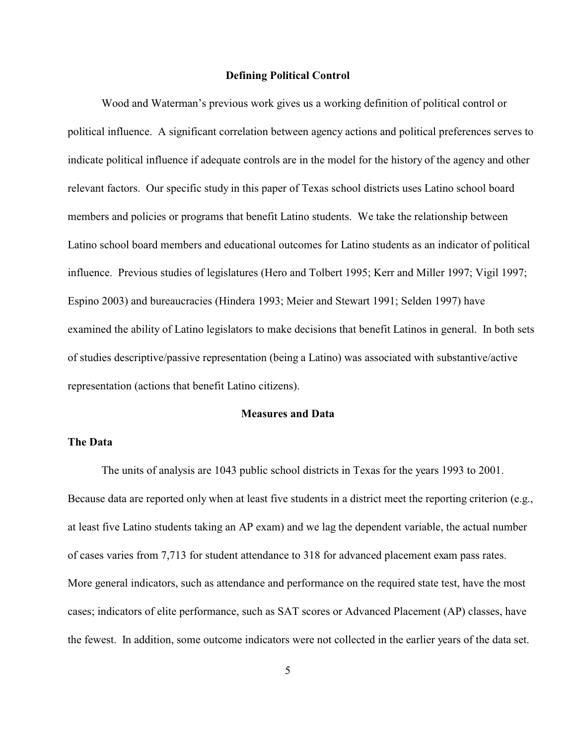## Defining Political Control

Wood and Waterman's previous work gives us a working definition of political control or political influence. A significant correlation between agency actions and political preferences serves to indicate political influence if adequate controls are in the model for the history of the agency and other relevant factors. Our specific study in this paper of Texas school districts uses Latino school board members and policies or programs that benefit Latino students. We take the relationship between Latino school board members and educational outcomes for Latino students as an indicator of political influence. Previous studies of legislatures (Hero and Tolbert 1995; Kerr and Miller 1997; Vigil 1997; Espino 2003) and bureaucracies (Hindera 1993; Meier and Stewart 1991; Selden 1997) have examined the ability of Latino legislators to make decisions that benefit Latinos in general. In both sets of studies descriptive/passive representation (being a Latino) was associated with substantive/active representation (actions that benefit Latino citizens).

## Measures and Data

### The Data

The units of analysis are 1043 public school districts in Texas for the years 1993 to 2001. Because data are reported only when at least five students in a district meet the reporting criterion (e.g., at least five Latino students taking an AP exam) and we lag the dependent variable, the actual number of cases varies from 7,713 for student attendance to 318 for advanced placement exam pass rates. More general indicators, such as attendance and performance on the required state test, have the most cases; indicators of elite performance, such as SAT scores or Advanced Placement (AP) classes, have the fewest. In addition, some outcome indicators were not collected in the earlier years of the data set.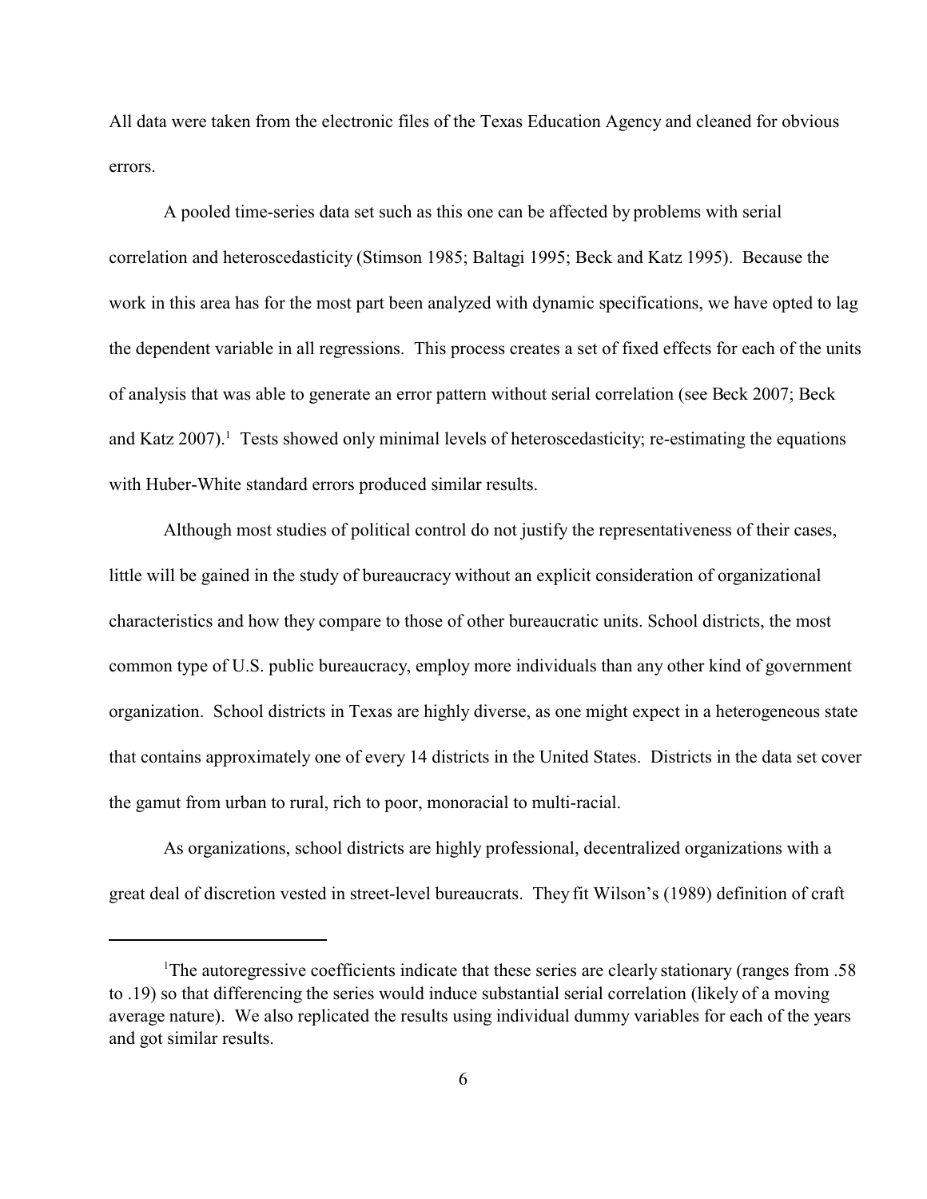All data were taken from the electronic files of the Texas Education Agency and cleaned for obvious errors.

A pooled time-series data set such as this one can be affected by problems with serial correlation and heteroscedasticity (Stimson 1985; Baltagi 1995; Beck and Katz 1995). Because the work in this area has for the most part been analyzed with dynamic specifications, we have opted to lag the dependent variable in all regressions. This process creates a set of fixed effects for each of the units of analysis that was able to generate an error pattern without serial correlation (see Beck 2007; Beck and Katz 2007).[1] Tests showed only minimal levels of heteroscedasticity; re-estimating the equations with Huber-White standard errors produced similar results.

Although most studies of political control do not justify the representativeness of their cases, little will be gained in the study of bureaucracy without an explicit consideration of organizational characteristics and how they compare to those of other bureaucratic units. School districts, the most common type of U.S. public bureaucracy, employ more individuals than any other kind of government organization. School districts in Texas are highly diverse, as one might expect in a heterogeneous state that contains approximately one of every 14 districts in the United States. Districts in the data set cover the gamut from urban to rural, rich to poor, monoracial to multi-racial.

As organizations, school districts are highly professional, decentralized organizations with a great deal of discretion vested in street-level bureaucrats. They fit Wilson's (1989) definition of craft

---

[1]The autoregressive coefficients indicate that these series are clearly stationary (ranges from .58 to .19) so that differencing the series would induce substantial serial correlation (likely of a moving average nature). We also replicated the results using individual dummy variables for each of the years and got similar results.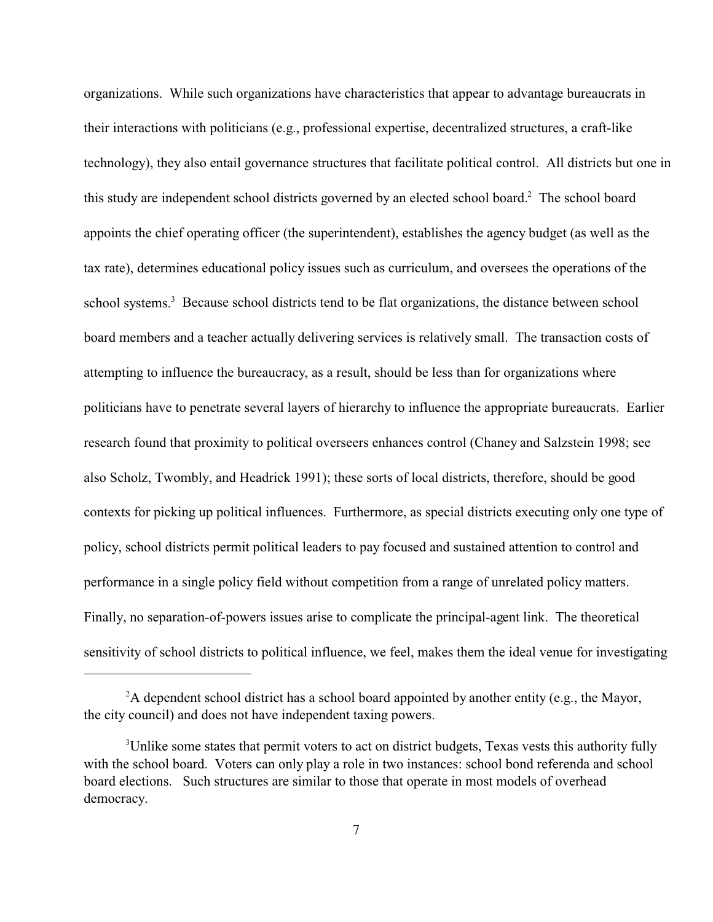organizations. While such organizations have characteristics that appear to advantage bureaucrats in their interactions with politicians (e.g., professional expertise, decentralized structures, a craft-like technology), they also entail governance structures that facilitate political control. All districts but one in this study are independent school districts governed by an elected school board.[2] The school board appoints the chief operating officer (the superintendent), establishes the agency budget (as well as the tax rate), determines educational policy issues such as curriculum, and oversees the operations of the school systems.[3] Because school districts tend to be flat organizations, the distance between school board members and a teacher actually delivering services is relatively small. The transaction costs of attempting to influence the bureaucracy, as a result, should be less than for organizations where politicians have to penetrate several layers of hierarchy to influence the appropriate bureaucrats. Earlier research found that proximity to political overseers enhances control (Chaney and Salzstein 1998; see also Scholz, Twombly, and Headrick 1991); these sorts of local districts, therefore, should be good contexts for picking up political influences. Furthermore, as special districts executing only one type of policy, school districts permit political leaders to pay focused and sustained attention to control and performance in a single policy field without competition from a range of unrelated policy matters. Finally, no separation-of-powers issues arise to complicate the principal-agent link. The theoretical sensitivity of school districts to political influence, we feel, makes them the ideal venue for investigating

---

[2] A dependent school district has a school board appointed by another entity (e.g., the Mayor, the city council) and does not have independent taxing powers.

[3] Unlike some states that permit voters to act on district budgets, Texas vests this authority fully with the school board. Voters can only play a role in two instances: school bond referenda and school board elections. Such structures are similar to those that operate in most models of overhead democracy.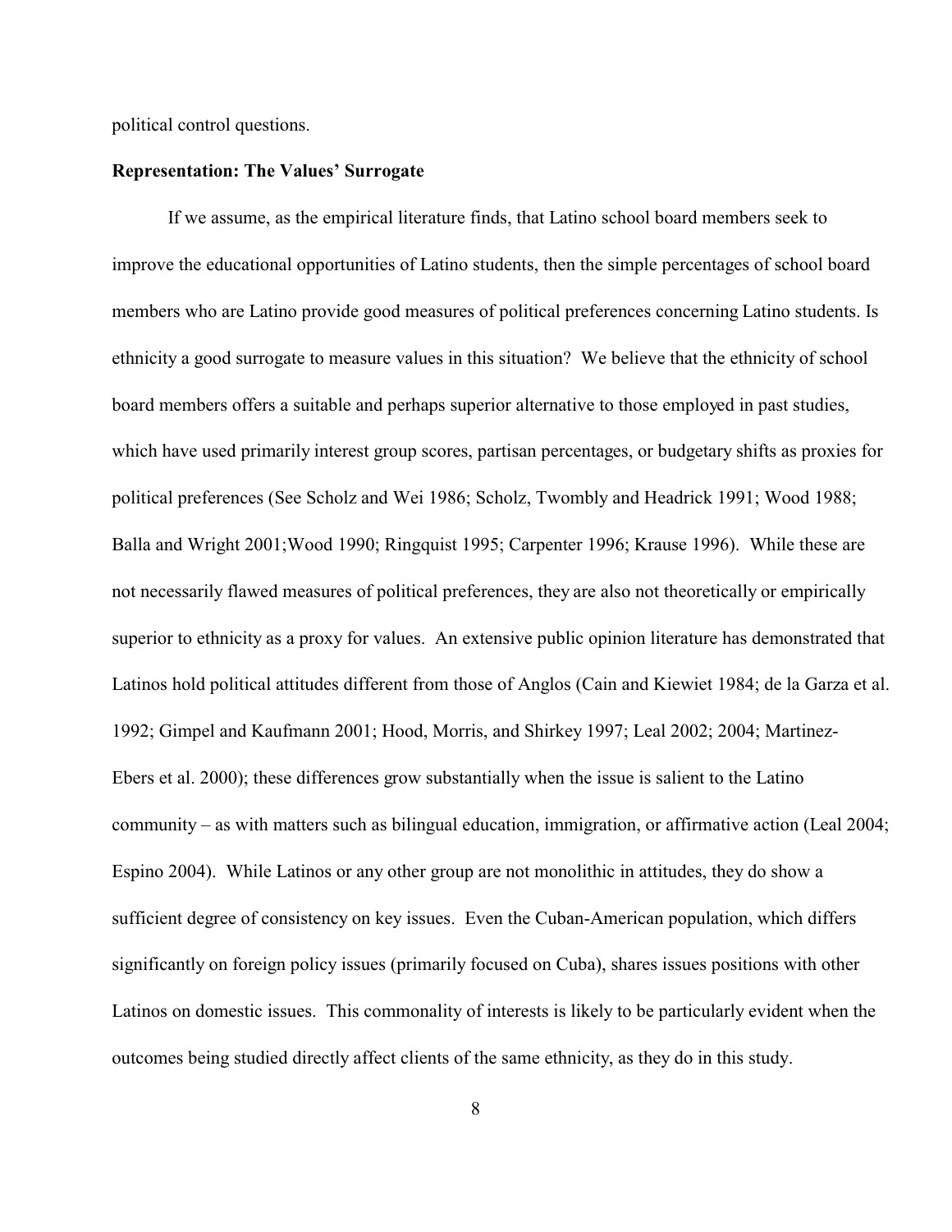political control questions.

**Representation: The Values' Surrogate**

If we assume, as the empirical literature finds, that Latino school board members seek to improve the educational opportunities of Latino students, then the simple percentages of school board members who are Latino provide good measures of political preferences concerning Latino students. Is ethnicity a good surrogate to measure values in this situation? We believe that the ethnicity of school board members offers a suitable and perhaps superior alternative to those employed in past studies, which have used primarily interest group scores, partisan percentages, or budgetary shifts as proxies for political preferences (See Scholz and Wei 1986; Scholz, Twombly and Headrick 1991; Wood 1988; Balla and Wright 2001;Wood 1990; Ringquist 1995; Carpenter 1996; Krause 1996). While these are not necessarily flawed measures of political preferences, they are also not theoretically or empirically superior to ethnicity as a proxy for values. An extensive public opinion literature has demonstrated that Latinos hold political attitudes different from those of Anglos (Cain and Kiewiet 1984; de la Garza et al. 1992; Gimpel and Kaufmann 2001; Hood, Morris, and Shirkey 1997; Leal 2002; 2004; Martinez-Ebers et al. 2000); these differences grow substantially when the issue is salient to the Latino community – as with matters such as bilingual education, immigration, or affirmative action (Leal 2004; Espino 2004). While Latinos or any other group are not monolithic in attitudes, they do show a sufficient degree of consistency on key issues. Even the Cuban-American population, which differs significantly on foreign policy issues (primarily focused on Cuba), shares issues positions with other Latinos on domestic issues. This commonality of interests is likely to be particularly evident when the outcomes being studied directly affect clients of the same ethnicity, as they do in this study.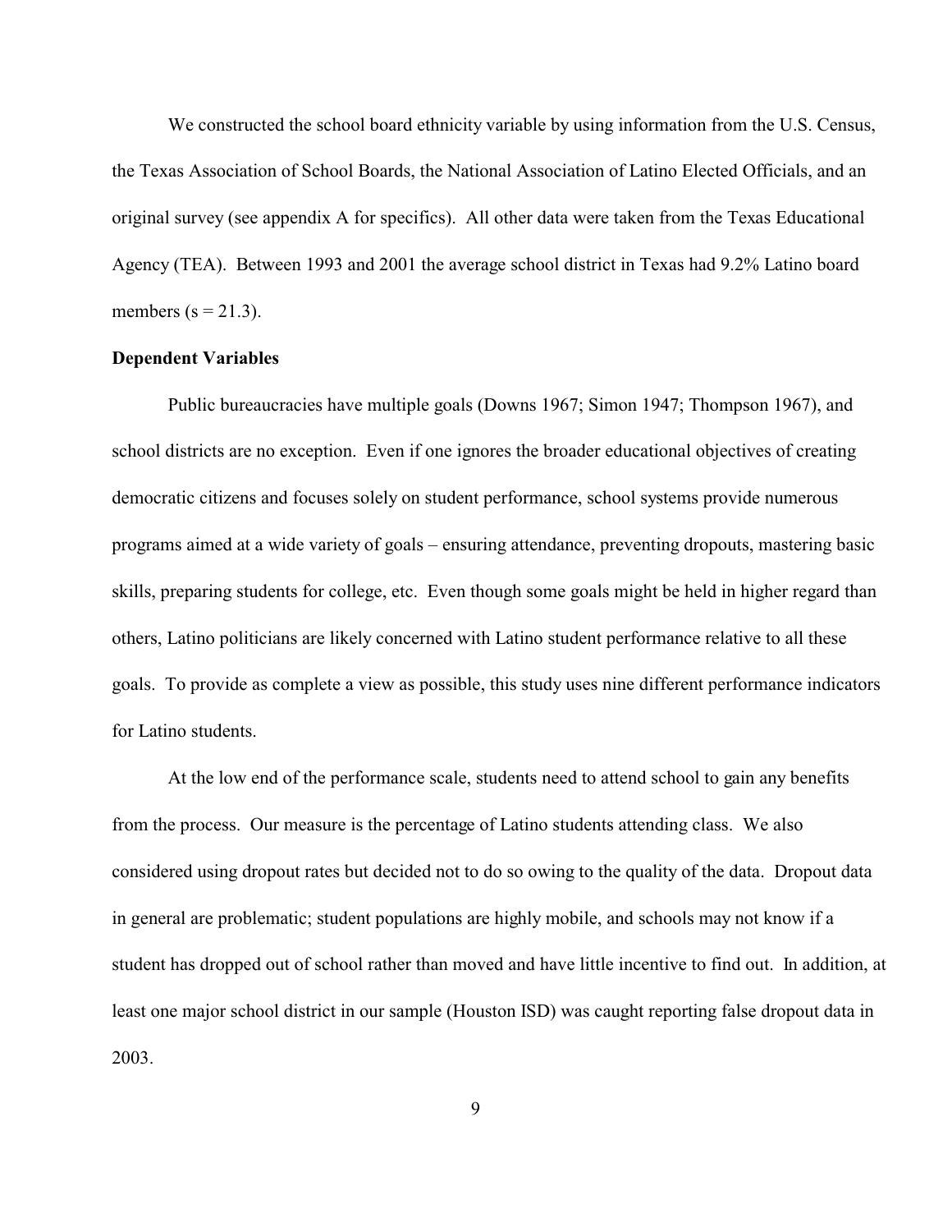We constructed the school board ethnicity variable by using information from the U.S. Census, the Texas Association of School Boards, the National Association of Latino Elected Officials, and an original survey (see appendix A for specifics). All other data were taken from the Texas Educational Agency (TEA). Between 1993 and 2001 the average school district in Texas had 9.2% Latino board members (s = 21.3).

**Dependent Variables**

Public bureaucracies have multiple goals (Downs 1967; Simon 1947; Thompson 1967), and school districts are no exception. Even if one ignores the broader educational objectives of creating democratic citizens and focuses solely on student performance, school systems provide numerous programs aimed at a wide variety of goals – ensuring attendance, preventing dropouts, mastering basic skills, preparing students for college, etc. Even though some goals might be held in higher regard than others, Latino politicians are likely concerned with Latino student performance relative to all these goals. To provide as complete a view as possible, this study uses nine different performance indicators for Latino students.

At the low end of the performance scale, students need to attend school to gain any benefits from the process. Our measure is the percentage of Latino students attending class. We also considered using dropout rates but decided not to do so owing to the quality of the data. Dropout data in general are problematic; student populations are highly mobile, and schools may not know if a student has dropped out of school rather than moved and have little incentive to find out. In addition, at least one major school district in our sample (Houston ISD) was caught reporting false dropout data in 2003.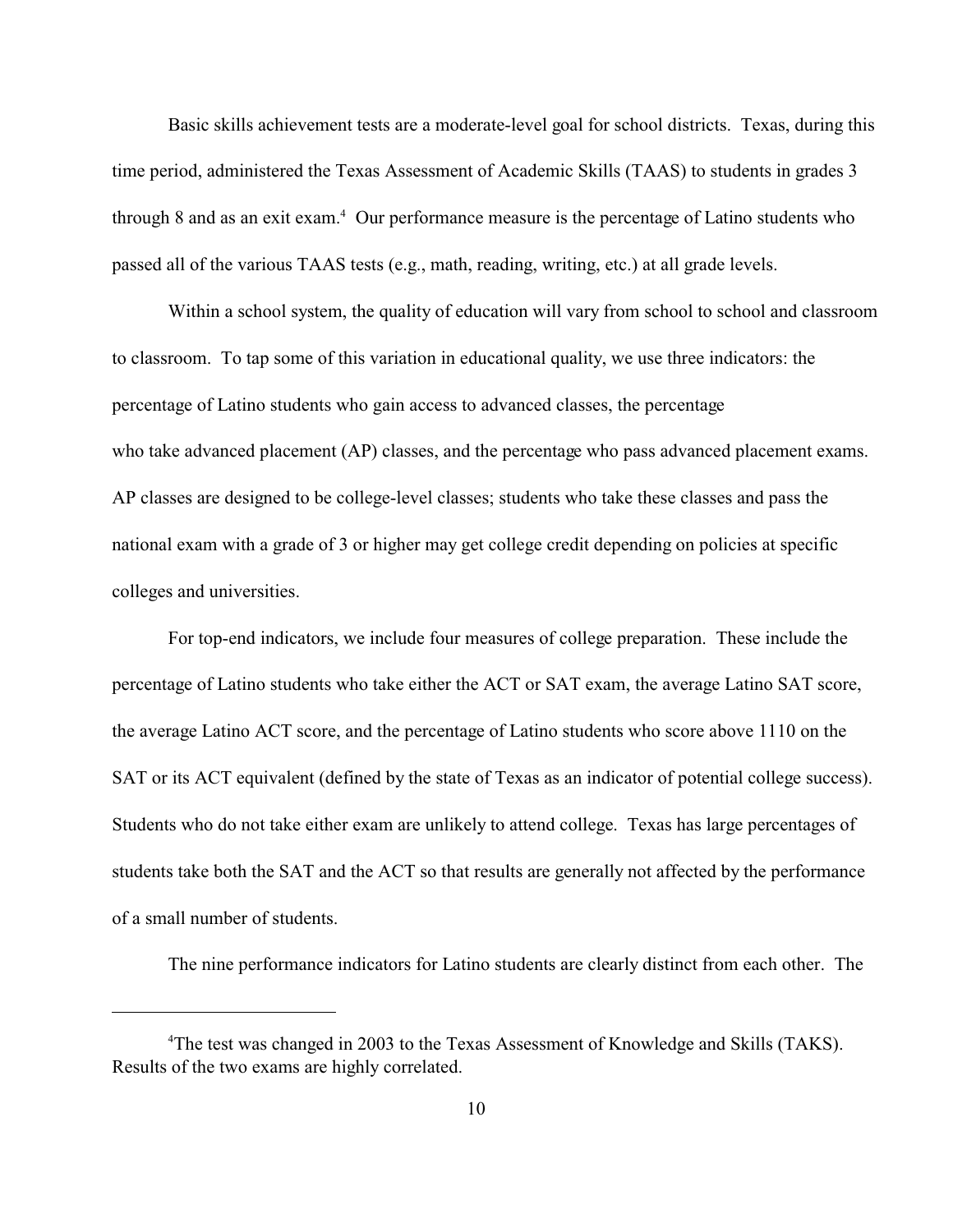Basic skills achievement tests are a moderate-level goal for school districts. Texas, during this time period, administered the Texas Assessment of Academic Skills (TAAS) to students in grades 3 through 8 and as an exit exam.[4] Our performance measure is the percentage of Latino students who passed all of the various TAAS tests (e.g., math, reading, writing, etc.) at all grade levels.

Within a school system, the quality of education will vary from school to school and classroom to classroom. To tap some of this variation in educational quality, we use three indicators: the percentage of Latino students who gain access to advanced classes, the percentage who take advanced placement (AP) classes, and the percentage who pass advanced placement exams. AP classes are designed to be college-level classes; students who take these classes and pass the national exam with a grade of 3 or higher may get college credit depending on policies at specific colleges and universities.

For top-end indicators, we include four measures of college preparation. These include the percentage of Latino students who take either the ACT or SAT exam, the average Latino SAT score, the average Latino ACT score, and the percentage of Latino students who score above 1110 on the SAT or its ACT equivalent (defined by the state of Texas as an indicator of potential college success). Students who do not take either exam are unlikely to attend college. Texas has large percentages of students take both the SAT and the ACT so that results are generally not affected by the performance of a small number of students.

The nine performance indicators for Latino students are clearly distinct from each other. The

[4] The test was changed in 2003 to the Texas Assessment of Knowledge and Skills (TAKS). Results of the two exams are highly correlated.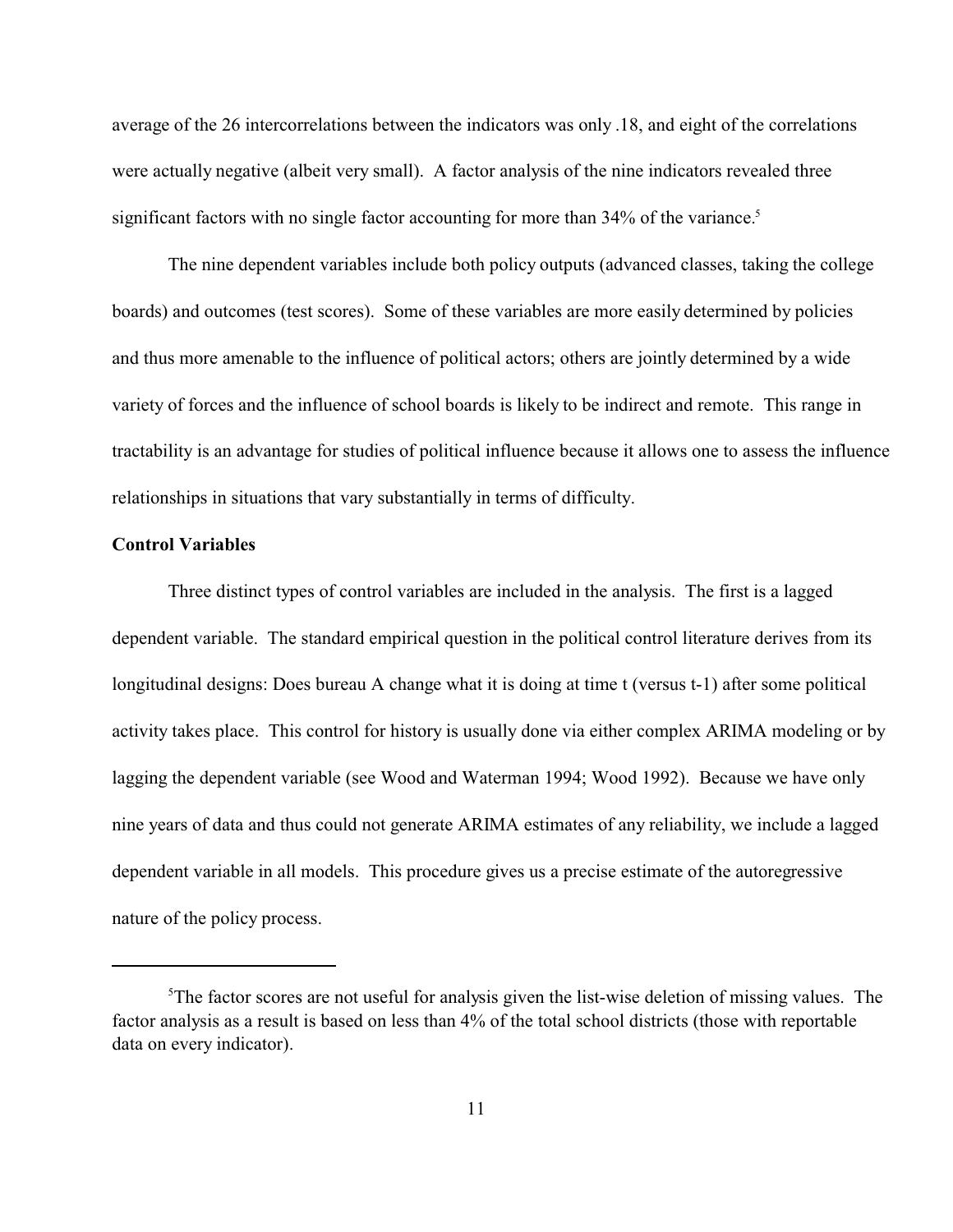average of the 26 intercorrelations between the indicators was only .18, and eight of the correlations were actually negative (albeit very small). A factor analysis of the nine indicators revealed three significant factors with no single factor accounting for more than 34% of the variance.[5]

The nine dependent variables include both policy outputs (advanced classes, taking the college boards) and outcomes (test scores). Some of these variables are more easily determined by policies and thus more amenable to the influence of political actors; others are jointly determined by a wide variety of forces and the influence of school boards is likely to be indirect and remote. This range in tractability is an advantage for studies of political influence because it allows one to assess the influence relationships in situations that vary substantially in terms of difficulty.

**Control Variables**

Three distinct types of control variables are included in the analysis. The first is a lagged dependent variable. The standard empirical question in the political control literature derives from its longitudinal designs: Does bureau A change what it is doing at time t (versus t-1) after some political activity takes place. This control for history is usually done via either complex ARIMA modeling or by lagging the dependent variable (see Wood and Waterman 1994; Wood 1992). Because we have only nine years of data and thus could not generate ARIMA estimates of any reliability, we include a lagged dependent variable in all models. This procedure gives us a precise estimate of the autoregressive nature of the policy process.

---

[5]The factor scores are not useful for analysis given the list-wise deletion of missing values. The factor analysis as a result is based on less than 4% of the total school districts (those with reportable data on every indicator).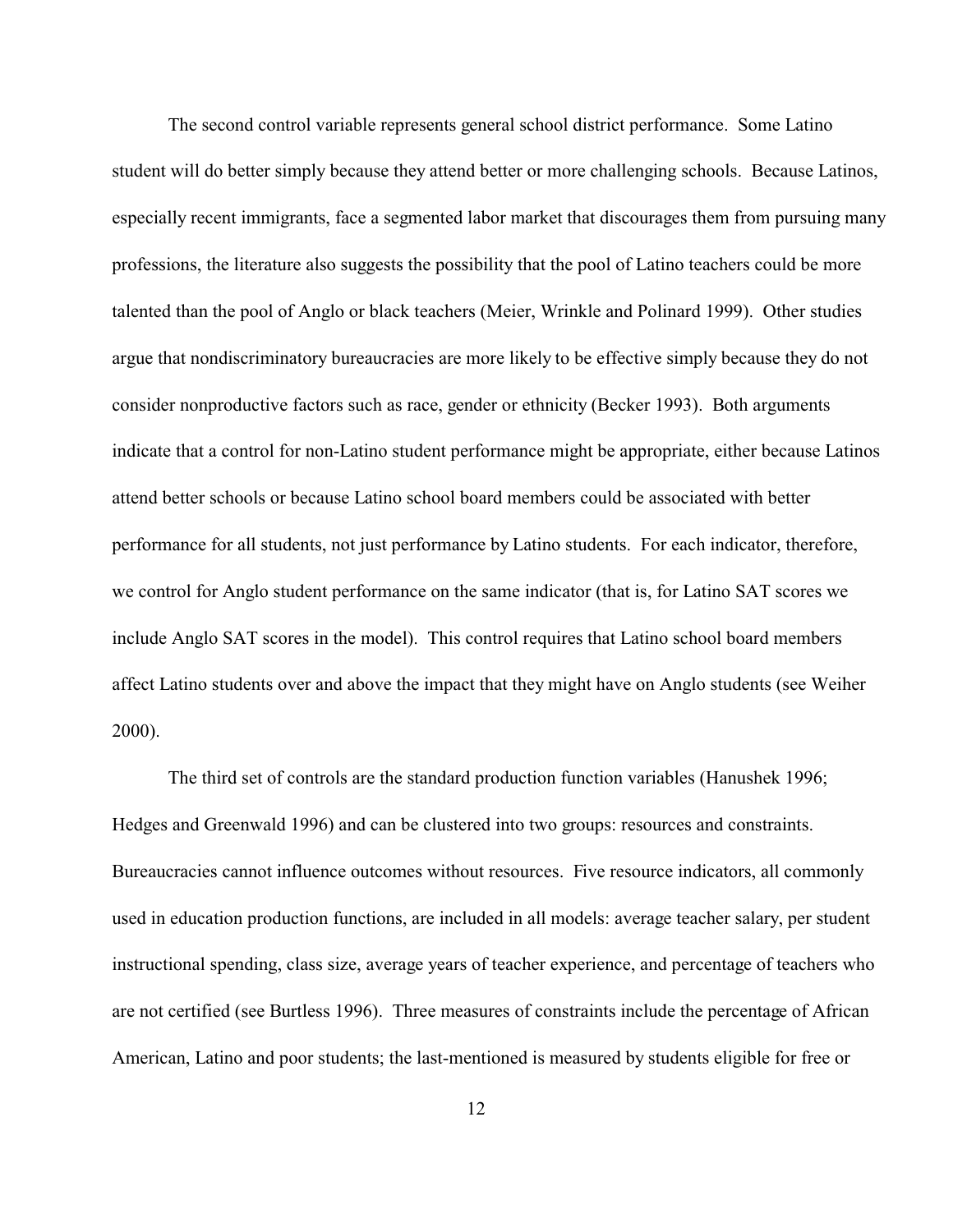The second control variable represents general school district performance. Some Latino student will do better simply because they attend better or more challenging schools. Because Latinos, especially recent immigrants, face a segmented labor market that discourages them from pursuing many professions, the literature also suggests the possibility that the pool of Latino teachers could be more talented than the pool of Anglo or black teachers (Meier, Wrinkle and Polinard 1999). Other studies argue that nondiscriminatory bureaucracies are more likely to be effective simply because they do not consider nonproductive factors such as race, gender or ethnicity (Becker 1993). Both arguments indicate that a control for non-Latino student performance might be appropriate, either because Latinos attend better schools or because Latino school board members could be associated with better performance for all students, not just performance by Latino students. For each indicator, therefore, we control for Anglo student performance on the same indicator (that is, for Latino SAT scores we include Anglo SAT scores in the model). This control requires that Latino school board members affect Latino students over and above the impact that they might have on Anglo students (see Weiher 2000).

The third set of controls are the standard production function variables (Hanushek 1996; Hedges and Greenwald 1996) and can be clustered into two groups: resources and constraints. Bureaucracies cannot influence outcomes without resources. Five resource indicators, all commonly used in education production functions, are included in all models: average teacher salary, per student instructional spending, class size, average years of teacher experience, and percentage of teachers who are not certified (see Burtless 1996). Three measures of constraints include the percentage of African American, Latino and poor students; the last-mentioned is measured by students eligible for free or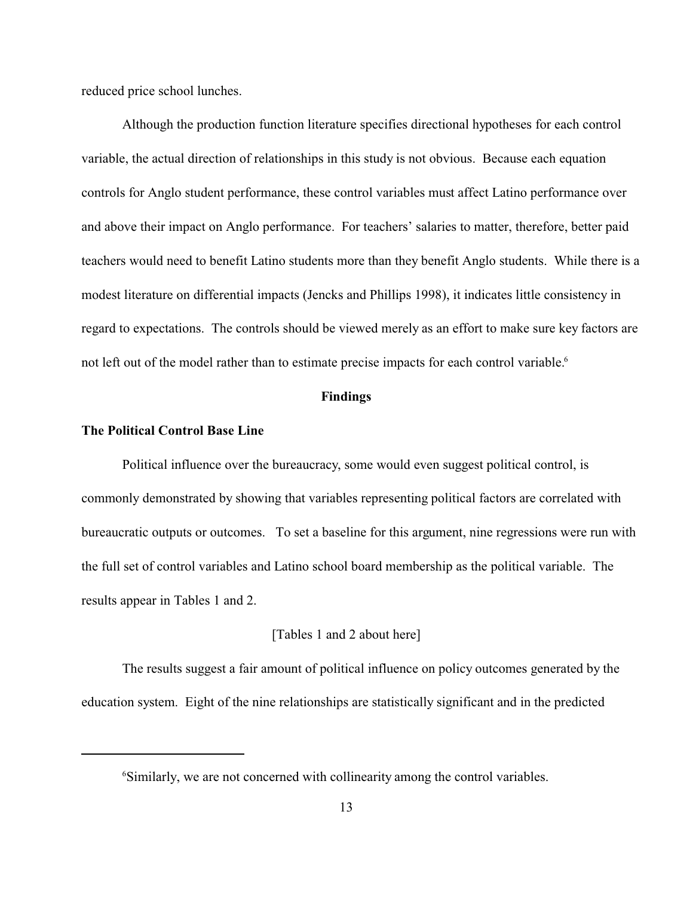reduced price school lunches.

Although the production function literature specifies directional hypotheses for each control variable, the actual direction of relationships in this study is not obvious. Because each equation controls for Anglo student performance, these control variables must affect Latino performance over and above their impact on Anglo performance. For teachers' salaries to matter, therefore, better paid teachers would need to benefit Latino students more than they benefit Anglo students. While there is a modest literature on differential impacts (Jencks and Phillips 1998), it indicates little consistency in regard to expectations. The controls should be viewed merely as an effort to make sure key factors are not left out of the model rather than to estimate precise impacts for each control variable.[6]

## Findings

### The Political Control Base Line

Political influence over the bureaucracy, some would even suggest political control, is commonly demonstrated by showing that variables representing political factors are correlated with bureaucratic outputs or outcomes. To set a baseline for this argument, nine regressions were run with the full set of control variables and Latino school board membership as the political variable. The results appear in Tables 1 and 2.

[Tables 1 and 2 about here]

The results suggest a fair amount of political influence on policy outcomes generated by the education system. Eight of the nine relationships are statistically significant and in the predicted

---

[6] Similarly, we are not concerned with collinearity among the control variables.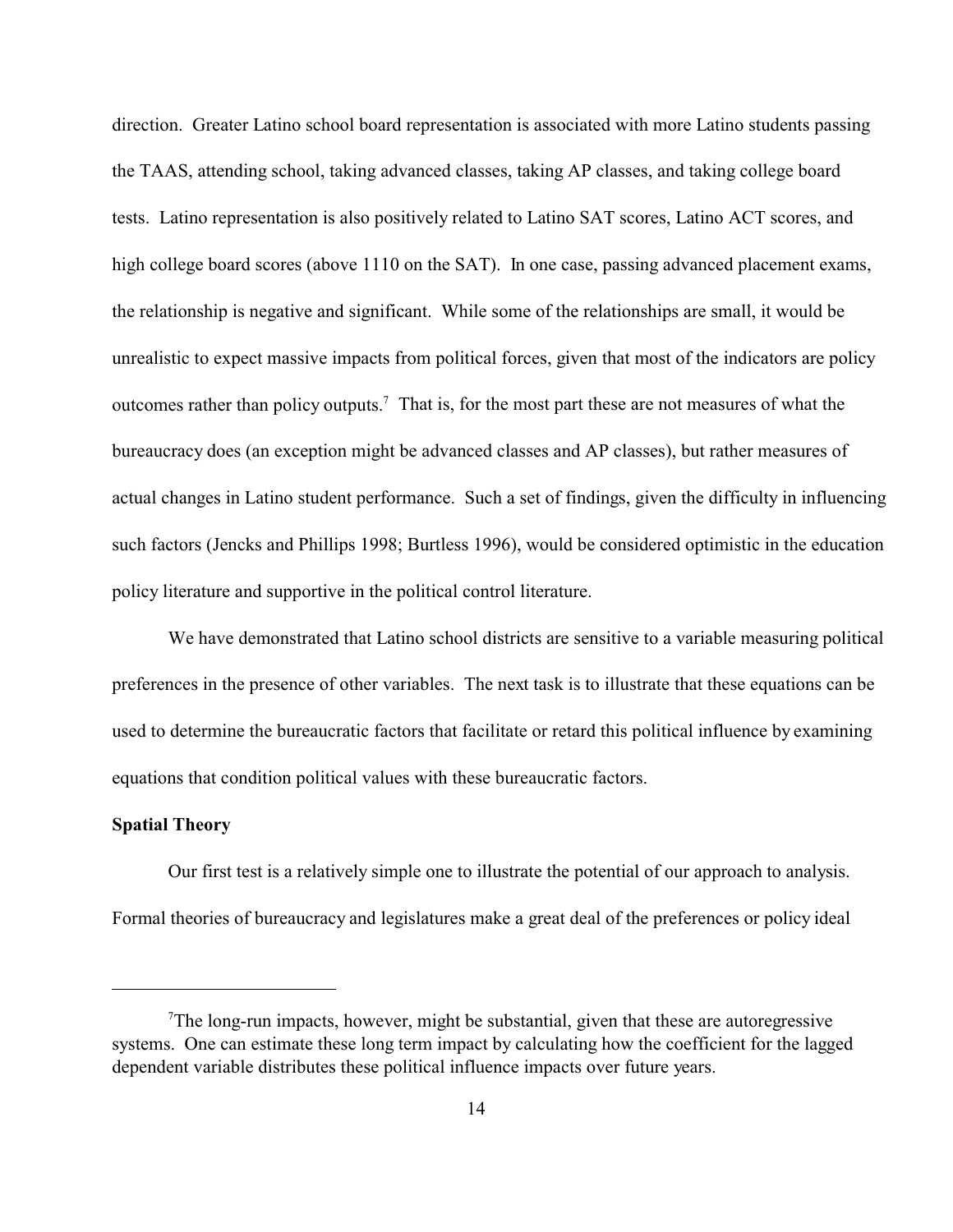direction. Greater Latino school board representation is associated with more Latino students passing the TAAS, attending school, taking advanced classes, taking AP classes, and taking college board tests. Latino representation is also positively related to Latino SAT scores, Latino ACT scores, and high college board scores (above 1110 on the SAT). In one case, passing advanced placement exams, the relationship is negative and significant. While some of the relationships are small, it would be unrealistic to expect massive impacts from political forces, given that most of the indicators are policy outcomes rather than policy outputs.[7] That is, for the most part these are not measures of what the bureaucracy does (an exception might be advanced classes and AP classes), but rather measures of actual changes in Latino student performance. Such a set of findings, given the difficulty in influencing such factors (Jencks and Phillips 1998; Burtless 1996), would be considered optimistic in the education policy literature and supportive in the political control literature.

We have demonstrated that Latino school districts are sensitive to a variable measuring political preferences in the presence of other variables. The next task is to illustrate that these equations can be used to determine the bureaucratic factors that facilitate or retard this political influence by examining equations that condition political values with these bureaucratic factors.

**Spatial Theory**

Our first test is a relatively simple one to illustrate the potential of our approach to analysis. Formal theories of bureaucracy and legislatures make a great deal of the preferences or policy ideal

---

[7]The long-run impacts, however, might be substantial, given that these are autoregressive systems. One can estimate these long term impact by calculating how the coefficient for the lagged dependent variable distributes these political influence impacts over future years.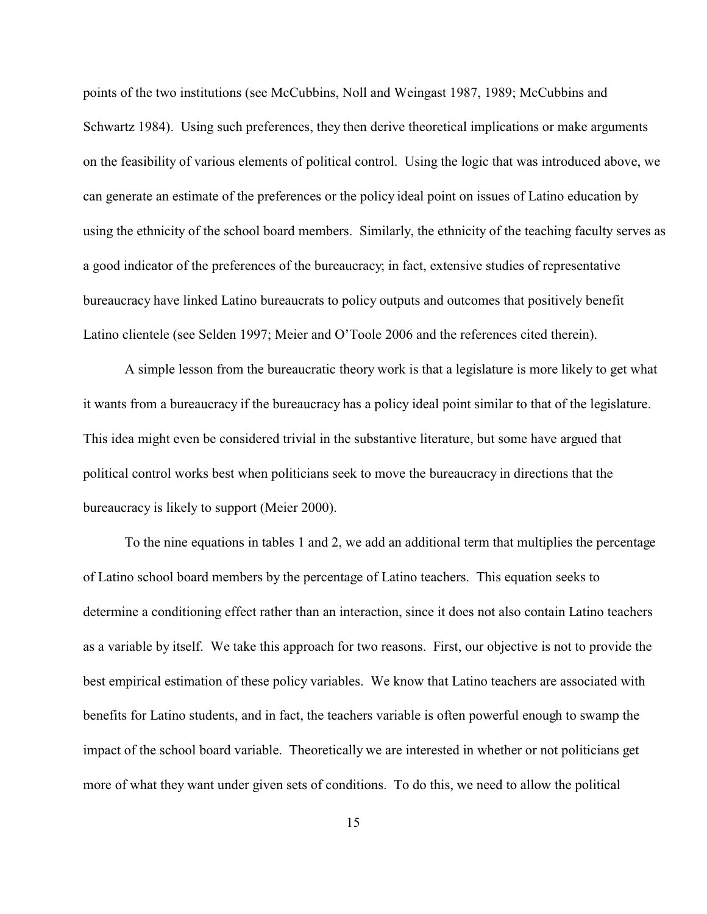points of the two institutions (see McCubbins, Noll and Weingast 1987, 1989; McCubbins and Schwartz 1984). Using such preferences, they then derive theoretical implications or make arguments on the feasibility of various elements of political control. Using the logic that was introduced above, we can generate an estimate of the preferences or the policy ideal point on issues of Latino education by using the ethnicity of the school board members. Similarly, the ethnicity of the teaching faculty serves as a good indicator of the preferences of the bureaucracy; in fact, extensive studies of representative bureaucracy have linked Latino bureaucrats to policy outputs and outcomes that positively benefit Latino clientele (see Selden 1997; Meier and O'Toole 2006 and the references cited therein).

A simple lesson from the bureaucratic theory work is that a legislature is more likely to get what it wants from a bureaucracy if the bureaucracy has a policy ideal point similar to that of the legislature. This idea might even be considered trivial in the substantive literature, but some have argued that political control works best when politicians seek to move the bureaucracy in directions that the bureaucracy is likely to support (Meier 2000).

To the nine equations in tables 1 and 2, we add an additional term that multiplies the percentage of Latino school board members by the percentage of Latino teachers. This equation seeks to determine a conditioning effect rather than an interaction, since it does not also contain Latino teachers as a variable by itself. We take this approach for two reasons. First, our objective is not to provide the best empirical estimation of these policy variables. We know that Latino teachers are associated with benefits for Latino students, and in fact, the teachers variable is often powerful enough to swamp the impact of the school board variable. Theoretically we are interested in whether or not politicians get more of what they want under given sets of conditions. To do this, we need to allow the political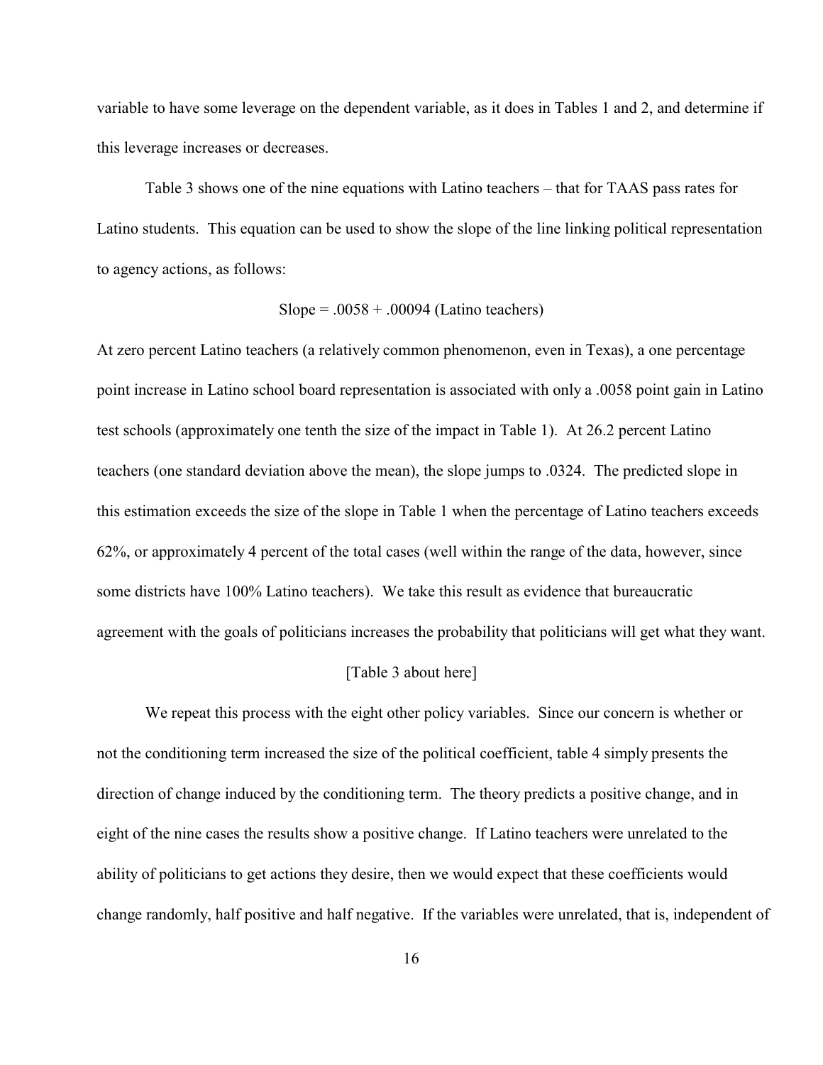variable to have some leverage on the dependent variable, as it does in Tables 1 and 2, and determine if this leverage increases or decreases.

Table 3 shows one of the nine equations with Latino teachers – that for TAAS pass rates for Latino students. This equation can be used to show the slope of the line linking political representation to agency actions, as follows:

$$\text{Slope} = .0058 + .00094 \text{ (Latino teachers)}$$

At zero percent Latino teachers (a relatively common phenomenon, even in Texas), a one percentage point increase in Latino school board representation is associated with only a .0058 point gain in Latino test schools (approximately one tenth the size of the impact in Table 1). At 26.2 percent Latino teachers (one standard deviation above the mean), the slope jumps to .0324. The predicted slope in this estimation exceeds the size of the slope in Table 1 when the percentage of Latino teachers exceeds 62%, or approximately 4 percent of the total cases (well within the range of the data, however, since some districts have 100% Latino teachers). We take this result as evidence that bureaucratic agreement with the goals of politicians increases the probability that politicians will get what they want.

[Table 3 about here]

We repeat this process with the eight other policy variables. Since our concern is whether or not the conditioning term increased the size of the political coefficient, table 4 simply presents the direction of change induced by the conditioning term. The theory predicts a positive change, and in eight of the nine cases the results show a positive change. If Latino teachers were unrelated to the ability of politicians to get actions they desire, then we would expect that these coefficients would change randomly, half positive and half negative. If the variables were unrelated, that is, independent of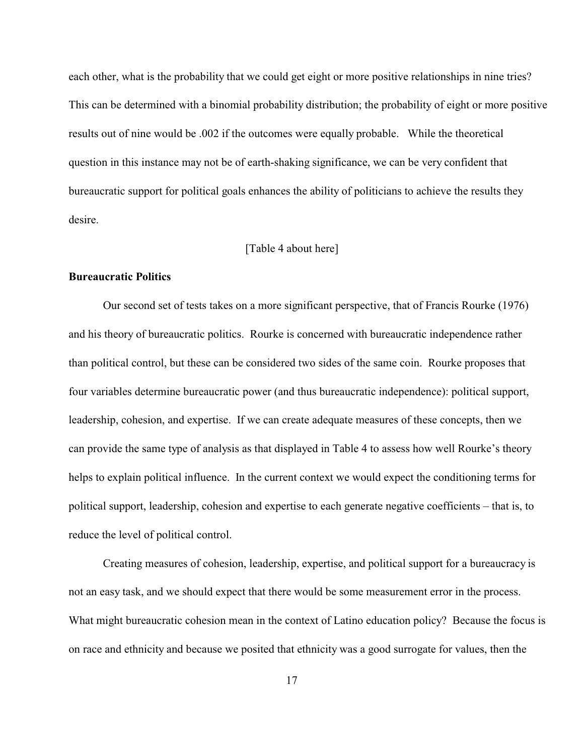each other, what is the probability that we could get eight or more positive relationships in nine tries? This can be determined with a binomial probability distribution; the probability of eight or more positive results out of nine would be .002 if the outcomes were equally probable. While the theoretical question in this instance may not be of earth-shaking significance, we can be very confident that bureaucratic support for political goals enhances the ability of politicians to achieve the results they desire.

[Table 4 about here]

**Bureaucratic Politics**

Our second set of tests takes on a more significant perspective, that of Francis Rourke (1976) and his theory of bureaucratic politics. Rourke is concerned with bureaucratic independence rather than political control, but these can be considered two sides of the same coin. Rourke proposes that four variables determine bureaucratic power (and thus bureaucratic independence): political support, leadership, cohesion, and expertise. If we can create adequate measures of these concepts, then we can provide the same type of analysis as that displayed in Table 4 to assess how well Rourke's theory helps to explain political influence. In the current context we would expect the conditioning terms for political support, leadership, cohesion and expertise to each generate negative coefficients – that is, to reduce the level of political control.

Creating measures of cohesion, leadership, expertise, and political support for a bureaucracy is not an easy task, and we should expect that there would be some measurement error in the process. What might bureaucratic cohesion mean in the context of Latino education policy? Because the focus is on race and ethnicity and because we posited that ethnicity was a good surrogate for values, then the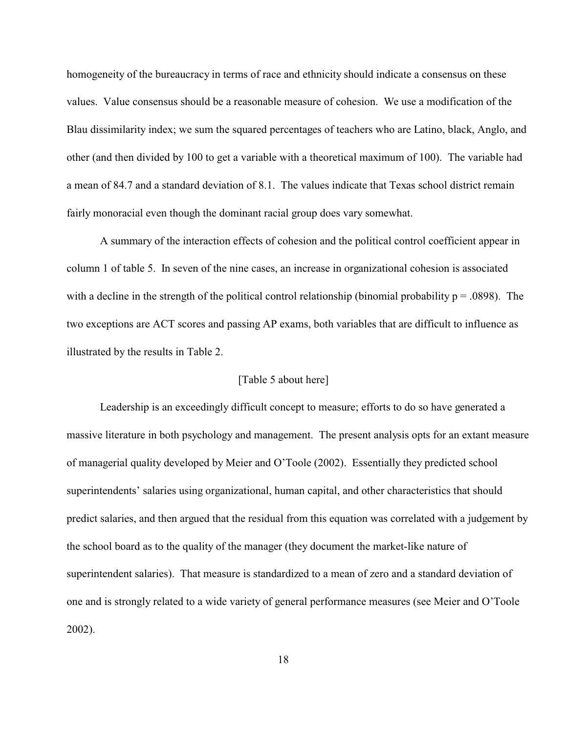homogeneity of the bureaucracy in terms of race and ethnicity should indicate a consensus on these values. Value consensus should be a reasonable measure of cohesion. We use a modification of the Blau dissimilarity index; we sum the squared percentages of teachers who are Latino, black, Anglo, and other (and then divided by 100 to get a variable with a theoretical maximum of 100). The variable had a mean of 84.7 and a standard deviation of 8.1. The values indicate that Texas school district remain fairly monoracial even though the dominant racial group does vary somewhat.

A summary of the interaction effects of cohesion and the political control coefficient appear in column 1 of table 5. In seven of the nine cases, an increase in organizational cohesion is associated with a decline in the strength of the political control relationship (binomial probability $p = .0898$). The two exceptions are ACT scores and passing AP exams, both variables that are difficult to influence as illustrated by the results in Table 2.

[Table 5 about here]

Leadership is an exceedingly difficult concept to measure; efforts to do so have generated a massive literature in both psychology and management. The present analysis opts for an extant measure of managerial quality developed by Meier and O'Toole (2002). Essentially they predicted school superintendents' salaries using organizational, human capital, and other characteristics that should predict salaries, and then argued that the residual from this equation was correlated with a judgement by the school board as to the quality of the manager (they document the market-like nature of superintendent salaries). That measure is standardized to a mean of zero and a standard deviation of one and is strongly related to a wide variety of general performance measures (see Meier and O'Toole 2002).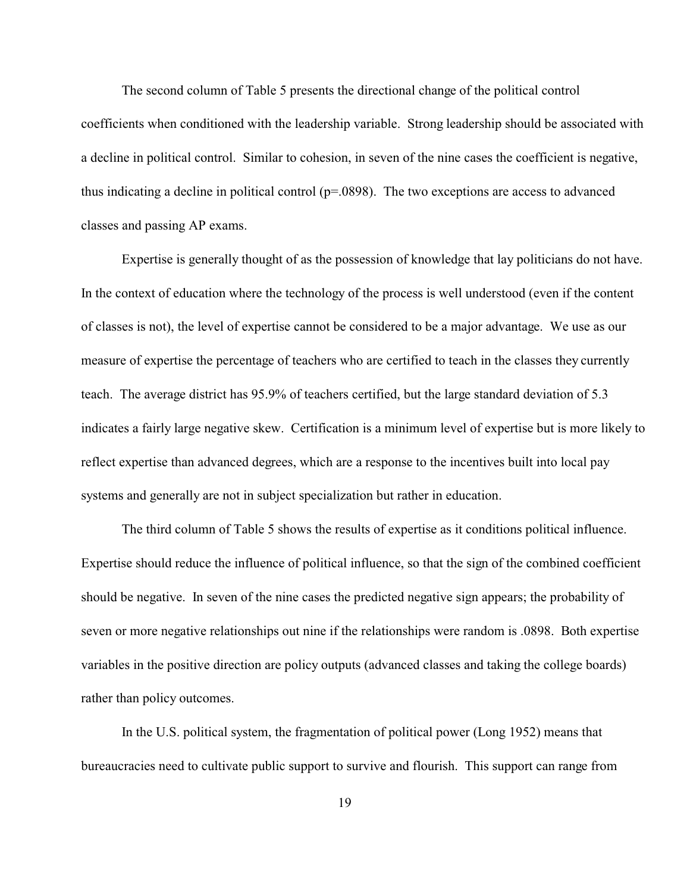The second column of Table 5 presents the directional change of the political control coefficients when conditioned with the leadership variable. Strong leadership should be associated with a decline in political control. Similar to cohesion, in seven of the nine cases the coefficient is negative, thus indicating a decline in political control ($p=.0898$). The two exceptions are access to advanced classes and passing AP exams.

Expertise is generally thought of as the possession of knowledge that lay politicians do not have. In the context of education where the technology of the process is well understood (even if the content of classes is not), the level of expertise cannot be considered to be a major advantage. We use as our measure of expertise the percentage of teachers who are certified to teach in the classes they currently teach. The average district has 95.9% of teachers certified, but the large standard deviation of 5.3 indicates a fairly large negative skew. Certification is a minimum level of expertise but is more likely to reflect expertise than advanced degrees, which are a response to the incentives built into local pay systems and generally are not in subject specialization but rather in education.

The third column of Table 5 shows the results of expertise as it conditions political influence. Expertise should reduce the influence of political influence, so that the sign of the combined coefficient should be negative. In seven of the nine cases the predicted negative sign appears; the probability of seven or more negative relationships out nine if the relationships were random is .0898. Both expertise variables in the positive direction are policy outputs (advanced classes and taking the college boards) rather than policy outcomes.

In the U.S. political system, the fragmentation of political power (Long 1952) means that bureaucracies need to cultivate public support to survive and flourish. This support can range from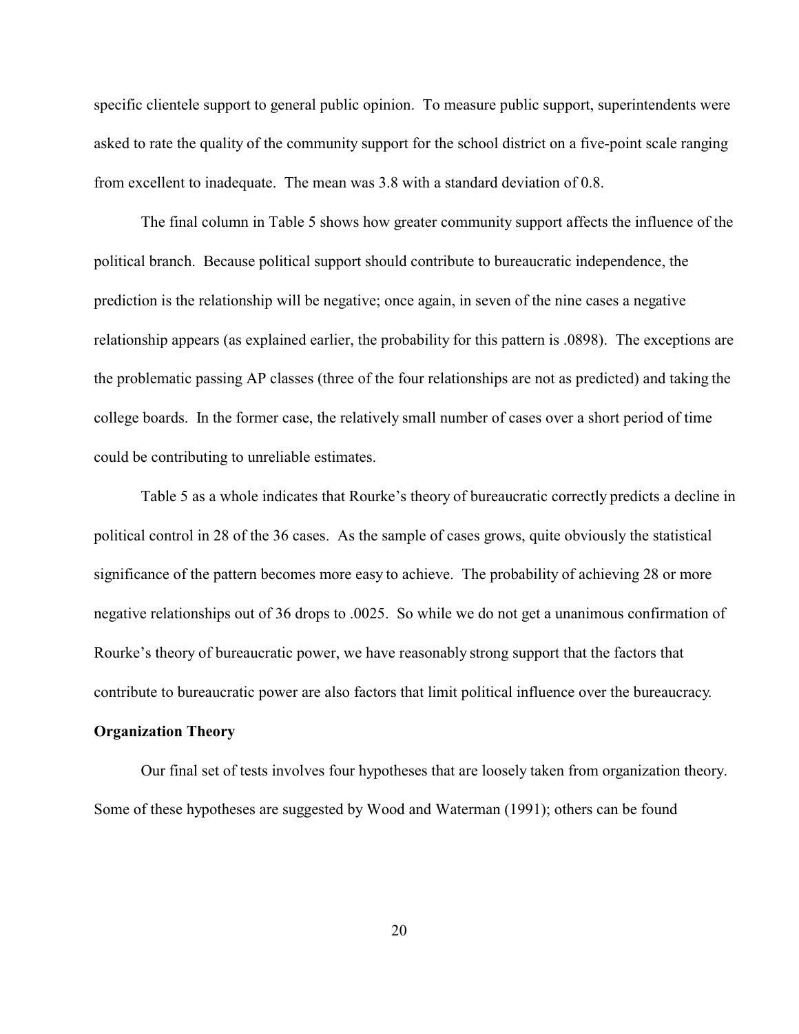specific clientele support to general public opinion. To measure public support, superintendents were asked to rate the quality of the community support for the school district on a five-point scale ranging from excellent to inadequate. The mean was 3.8 with a standard deviation of 0.8.

The final column in Table 5 shows how greater community support affects the influence of the political branch. Because political support should contribute to bureaucratic independence, the prediction is the relationship will be negative; once again, in seven of the nine cases a negative relationship appears (as explained earlier, the probability for this pattern is .0898). The exceptions are the problematic passing AP classes (three of the four relationships are not as predicted) and taking the college boards. In the former case, the relatively small number of cases over a short period of time could be contributing to unreliable estimates.

Table 5 as a whole indicates that Rourke's theory of bureaucratic correctly predicts a decline in political control in 28 of the 36 cases. As the sample of cases grows, quite obviously the statistical significance of the pattern becomes more easy to achieve. The probability of achieving 28 or more negative relationships out of 36 drops to .0025. So while we do not get a unanimous confirmation of Rourke's theory of bureaucratic power, we have reasonably strong support that the factors that contribute to bureaucratic power are also factors that limit political influence over the bureaucracy.

**Organization Theory**

Our final set of tests involves four hypotheses that are loosely taken from organization theory. Some of these hypotheses are suggested by Wood and Waterman (1991); others can be found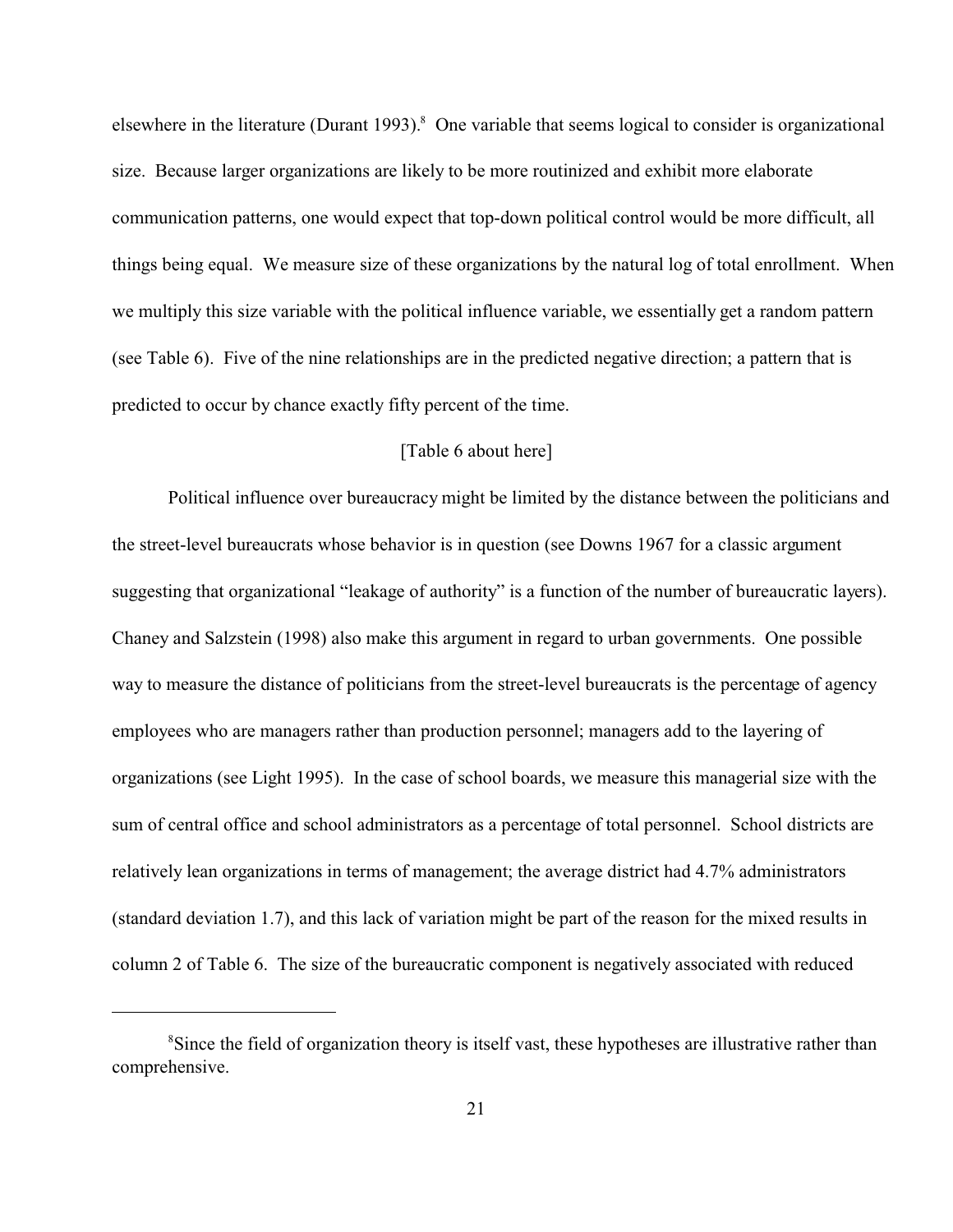elsewhere in the literature (Durant 1993).[8] One variable that seems logical to consider is organizational size. Because larger organizations are likely to be more routinized and exhibit more elaborate communication patterns, one would expect that top-down political control would be more difficult, all things being equal. We measure size of these organizations by the natural log of total enrollment. When we multiply this size variable with the political influence variable, we essentially get a random pattern (see Table 6). Five of the nine relationships are in the predicted negative direction; a pattern that is predicted to occur by chance exactly fifty percent of the time.

[Table 6 about here]

Political influence over bureaucracy might be limited by the distance between the politicians and the street-level bureaucrats whose behavior is in question (see Downs 1967 for a classic argument suggesting that organizational "leakage of authority" is a function of the number of bureaucratic layers). Chaney and Salzstein (1998) also make this argument in regard to urban governments. One possible way to measure the distance of politicians from the street-level bureaucrats is the percentage of agency employees who are managers rather than production personnel; managers add to the layering of organizations (see Light 1995). In the case of school boards, we measure this managerial size with the sum of central office and school administrators as a percentage of total personnel. School districts are relatively lean organizations in terms of management; the average district had 4.7% administrators (standard deviation 1.7), and this lack of variation might be part of the reason for the mixed results in column 2 of Table 6. The size of the bureaucratic component is negatively associated with reduced

[8]Since the field of organization theory is itself vast, these hypotheses are illustrative rather than comprehensive.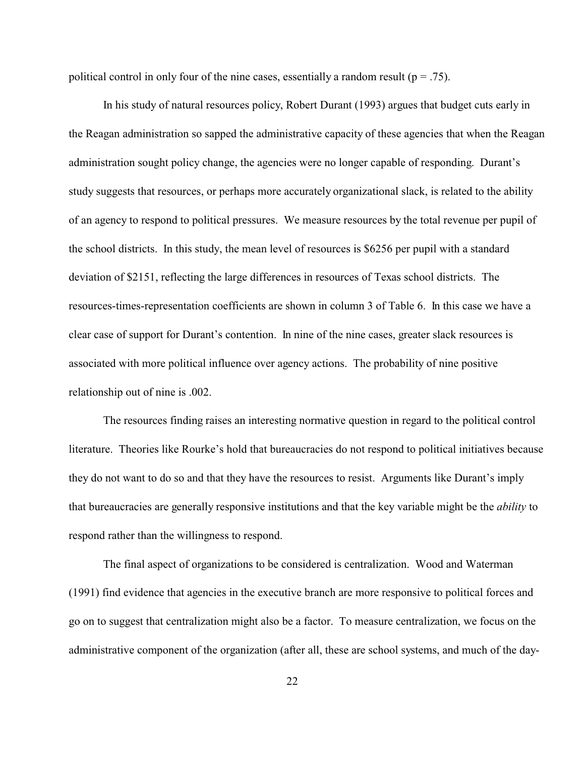political control in only four of the nine cases, essentially a random result ($p = .75$).

In his study of natural resources policy, Robert Durant (1993) argues that budget cuts early in the Reagan administration so sapped the administrative capacity of these agencies that when the Reagan administration sought policy change, the agencies were no longer capable of responding. Durant's study suggests that resources, or perhaps more accurately organizational slack, is related to the ability of an agency to respond to political pressures. We measure resources by the total revenue per pupil of the school districts. In this study, the mean level of resources is \$6256 per pupil with a standard deviation of \$2151, reflecting the large differences in resources of Texas school districts. The resources-times-representation coefficients are shown in column 3 of Table 6. In this case we have a clear case of support for Durant's contention. In nine of the nine cases, greater slack resources is associated with more political influence over agency actions. The probability of nine positive relationship out of nine is .002.

The resources finding raises an interesting normative question in regard to the political control literature. Theories like Rourke's hold that bureaucracies do not respond to political initiatives because they do not want to do so and that they have the resources to resist. Arguments like Durant's imply that bureaucracies are generally responsive institutions and that the key variable might be the *ability* to respond rather than the willingness to respond.

The final aspect of organizations to be considered is centralization. Wood and Waterman (1991) find evidence that agencies in the executive branch are more responsive to political forces and go on to suggest that centralization might also be a factor. To measure centralization, we focus on the administrative component of the organization (after all, these are school systems, and much of the day-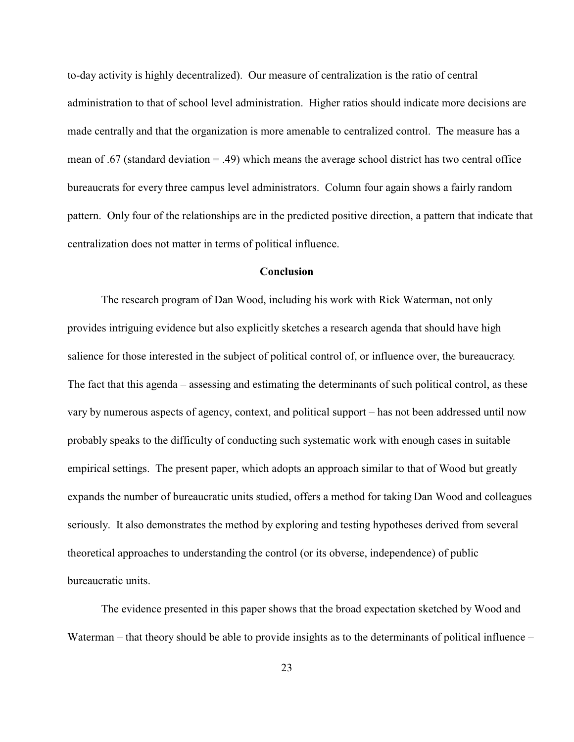to-day activity is highly decentralized). Our measure of centralization is the ratio of central administration to that of school level administration. Higher ratios should indicate more decisions are made centrally and that the organization is more amenable to centralized control. The measure has a mean of .67 (standard deviation = .49) which means the average school district has two central office bureaucrats for every three campus level administrators. Column four again shows a fairly random pattern. Only four of the relationships are in the predicted positive direction, a pattern that indicate that centralization does not matter in terms of political influence.

## Conclusion

The research program of Dan Wood, including his work with Rick Waterman, not only provides intriguing evidence but also explicitly sketches a research agenda that should have high salience for those interested in the subject of political control of, or influence over, the bureaucracy. The fact that this agenda – assessing and estimating the determinants of such political control, as these vary by numerous aspects of agency, context, and political support – has not been addressed until now probably speaks to the difficulty of conducting such systematic work with enough cases in suitable empirical settings. The present paper, which adopts an approach similar to that of Wood but greatly expands the number of bureaucratic units studied, offers a method for taking Dan Wood and colleagues seriously. It also demonstrates the method by exploring and testing hypotheses derived from several theoretical approaches to understanding the control (or its obverse, independence) of public bureaucratic units.

The evidence presented in this paper shows that the broad expectation sketched by Wood and Waterman – that theory should be able to provide insights as to the determinants of political influence –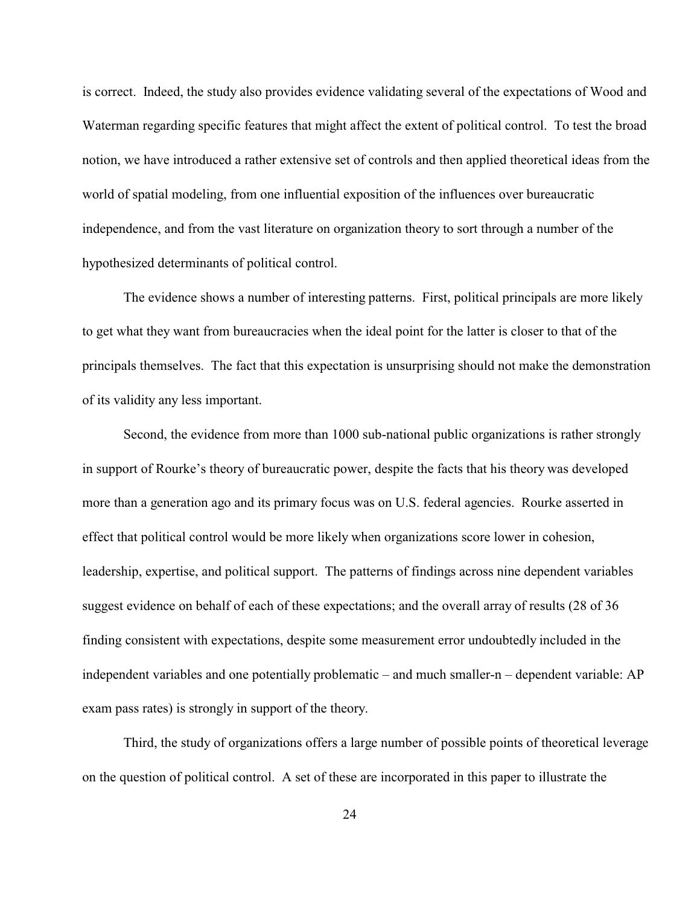is correct. Indeed, the study also provides evidence validating several of the expectations of Wood and Waterman regarding specific features that might affect the extent of political control. To test the broad notion, we have introduced a rather extensive set of controls and then applied theoretical ideas from the world of spatial modeling, from one influential exposition of the influences over bureaucratic independence, and from the vast literature on organization theory to sort through a number of the hypothesized determinants of political control.

The evidence shows a number of interesting patterns. First, political principals are more likely to get what they want from bureaucracies when the ideal point for the latter is closer to that of the principals themselves. The fact that this expectation is unsurprising should not make the demonstration of its validity any less important.

Second, the evidence from more than 1000 sub-national public organizations is rather strongly in support of Rourke's theory of bureaucratic power, despite the facts that his theory was developed more than a generation ago and its primary focus was on U.S. federal agencies. Rourke asserted in effect that political control would be more likely when organizations score lower in cohesion, leadership, expertise, and political support. The patterns of findings across nine dependent variables suggest evidence on behalf of each of these expectations; and the overall array of results (28 of 36 finding consistent with expectations, despite some measurement error undoubtedly included in the independent variables and one potentially problematic – and much smaller-n – dependent variable: AP exam pass rates) is strongly in support of the theory.

Third, the study of organizations offers a large number of possible points of theoretical leverage on the question of political control. A set of these are incorporated in this paper to illustrate the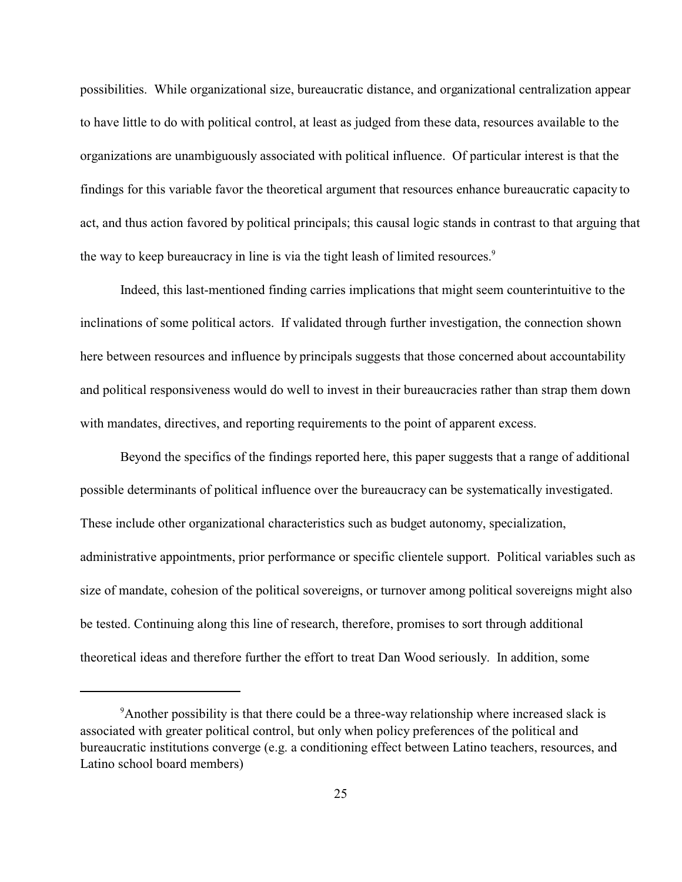possibilities. While organizational size, bureaucratic distance, and organizational centralization appear to have little to do with political control, at least as judged from these data, resources available to the organizations are unambiguously associated with political influence. Of particular interest is that the findings for this variable favor the theoretical argument that resources enhance bureaucratic capacity to act, and thus action favored by political principals; this causal logic stands in contrast to that arguing that the way to keep bureaucracy in line is via the tight leash of limited resources.[9]

Indeed, this last-mentioned finding carries implications that might seem counterintuitive to the inclinations of some political actors. If validated through further investigation, the connection shown here between resources and influence by principals suggests that those concerned about accountability and political responsiveness would do well to invest in their bureaucracies rather than strap them down with mandates, directives, and reporting requirements to the point of apparent excess.

Beyond the specifics of the findings reported here, this paper suggests that a range of additional possible determinants of political influence over the bureaucracy can be systematically investigated. These include other organizational characteristics such as budget autonomy, specialization, administrative appointments, prior performance or specific clientele support. Political variables such as size of mandate, cohesion of the political sovereigns, or turnover among political sovereigns might also be tested. Continuing along this line of research, therefore, promises to sort through additional theoretical ideas and therefore further the effort to treat Dan Wood seriously. In addition, some

---

[9] Another possibility is that there could be a three-way relationship where increased slack is associated with greater political control, but only when policy preferences of the political and bureaucratic institutions converge (e.g. a conditioning effect between Latino teachers, resources, and Latino school board members)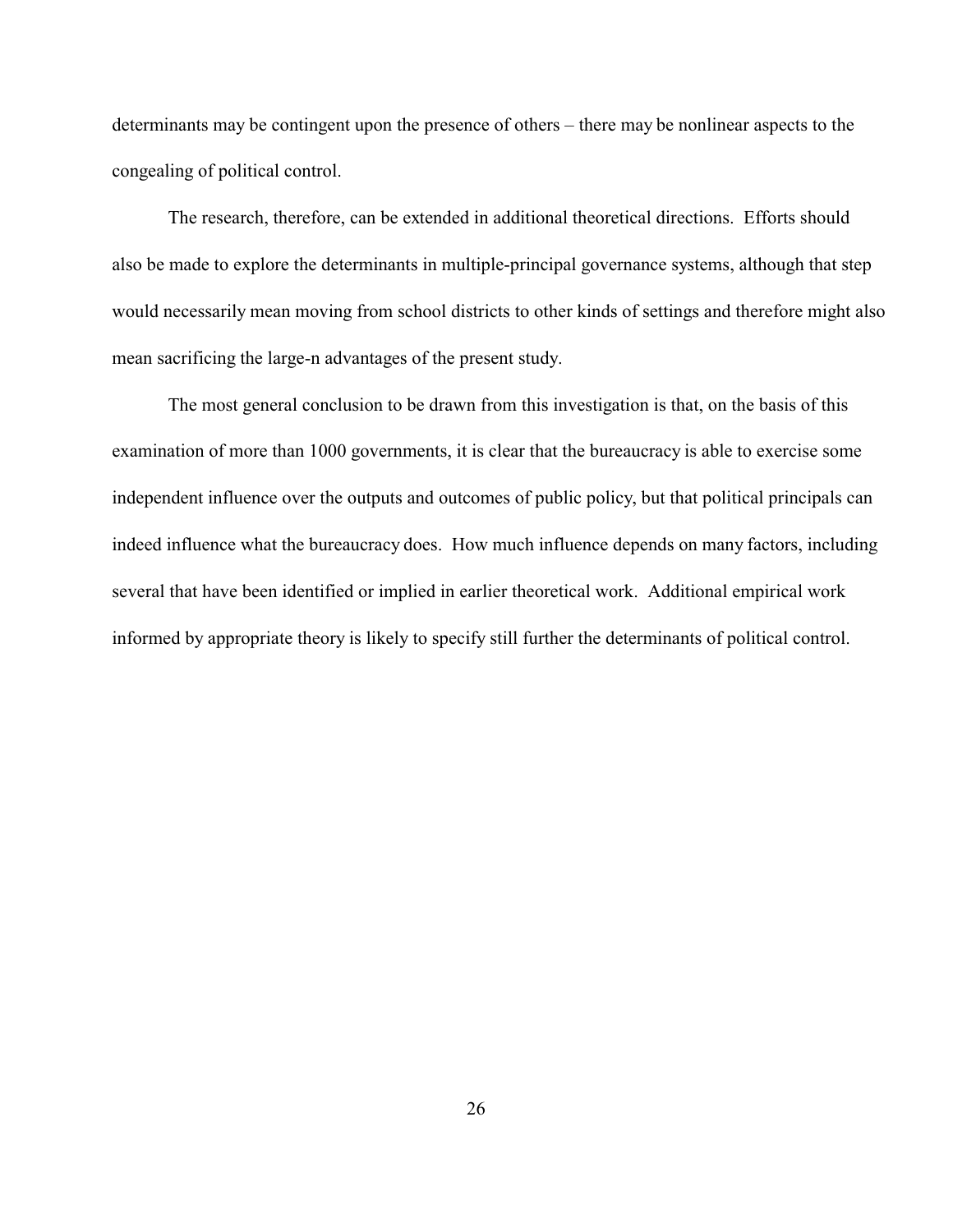determinants may be contingent upon the presence of others – there may be nonlinear aspects to the congealing of political control.

The research, therefore, can be extended in additional theoretical directions. Efforts should also be made to explore the determinants in multiple-principal governance systems, although that step would necessarily mean moving from school districts to other kinds of settings and therefore might also mean sacrificing the large-n advantages of the present study.

The most general conclusion to be drawn from this investigation is that, on the basis of this examination of more than 1000 governments, it is clear that the bureaucracy is able to exercise some independent influence over the outputs and outcomes of public policy, but that political principals can indeed influence what the bureaucracy does. How much influence depends on many factors, including several that have been identified or implied in earlier theoretical work. Additional empirical work informed by appropriate theory is likely to specify still further the determinants of political control.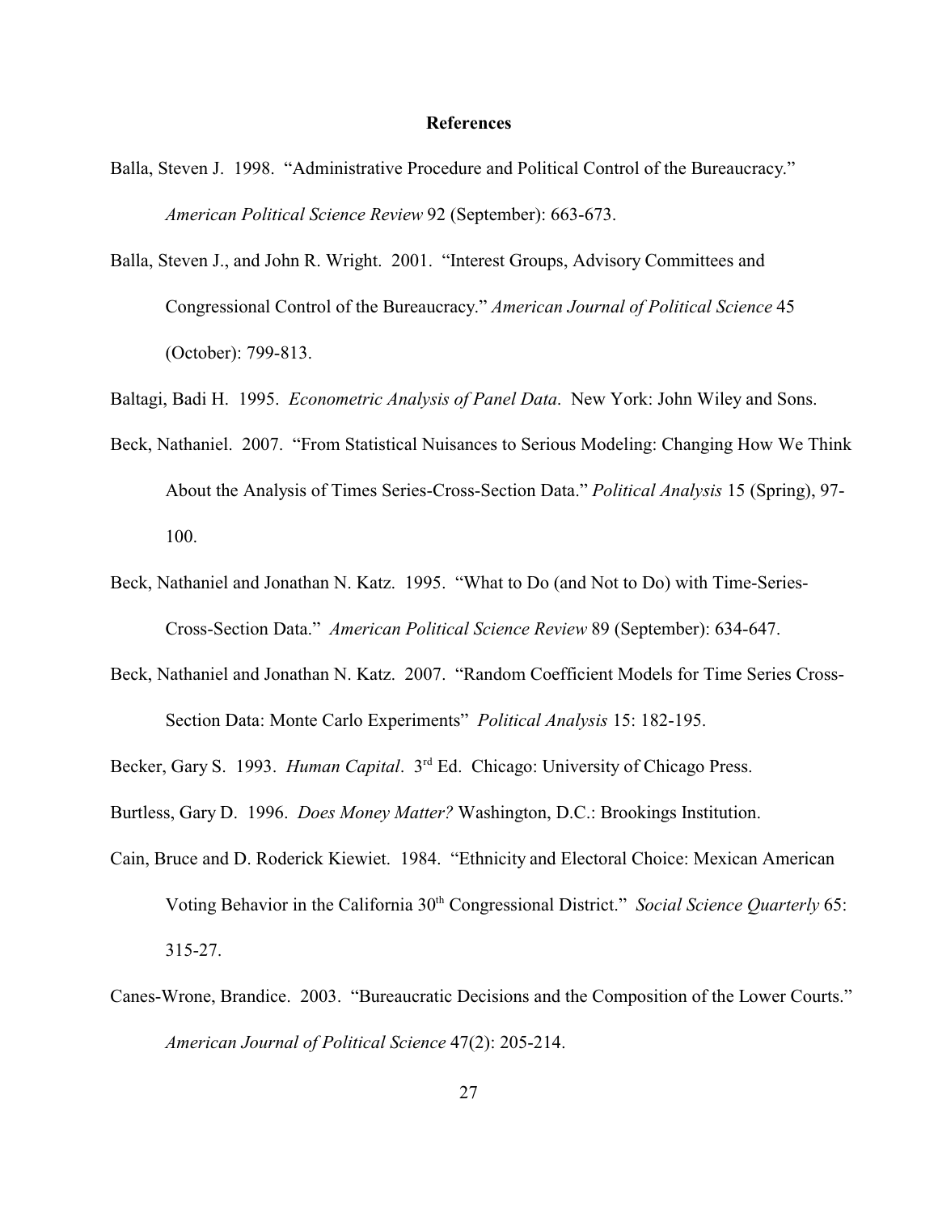## References

Balla, Steven J. 1998. "Administrative Procedure and Political Control of the Bureaucracy." *American Political Science Review* 92 (September): 663-673.

Balla, Steven J., and John R. Wright. 2001. "Interest Groups, Advisory Committees and Congressional Control of the Bureaucracy." *American Journal of Political Science* 45 (October): 799-813.

Baltagi, Badi H. 1995. *Econometric Analysis of Panel Data*. New York: John Wiley and Sons.

Beck, Nathaniel. 2007. "From Statistical Nuisances to Serious Modeling: Changing How We Think About the Analysis of Times Series-Cross-Section Data." *Political Analysis* 15 (Spring), 97-100.

Beck, Nathaniel and Jonathan N. Katz. 1995. "What to Do (and Not to Do) with Time-Series-Cross-Section Data." *American Political Science Review* 89 (September): 634-647.

Beck, Nathaniel and Jonathan N. Katz. 2007. "Random Coefficient Models for Time Series Cross-Section Data: Monte Carlo Experiments" *Political Analysis* 15: 182-195.

Becker, Gary S. 1993. *Human Capital*. 3rd Ed. Chicago: University of Chicago Press.

Burtless, Gary D. 1996. *Does Money Matter?* Washington, D.C.: Brookings Institution.

Cain, Bruce and D. Roderick Kiewiet. 1984. "Ethnicity and Electoral Choice: Mexican American Voting Behavior in the California 30th Congressional District." *Social Science Quarterly* 65: 315-27.

Canes-Wrone, Brandice. 2003. "Bureaucratic Decisions and the Composition of the Lower Courts." *American Journal of Political Science* 47(2): 205-214.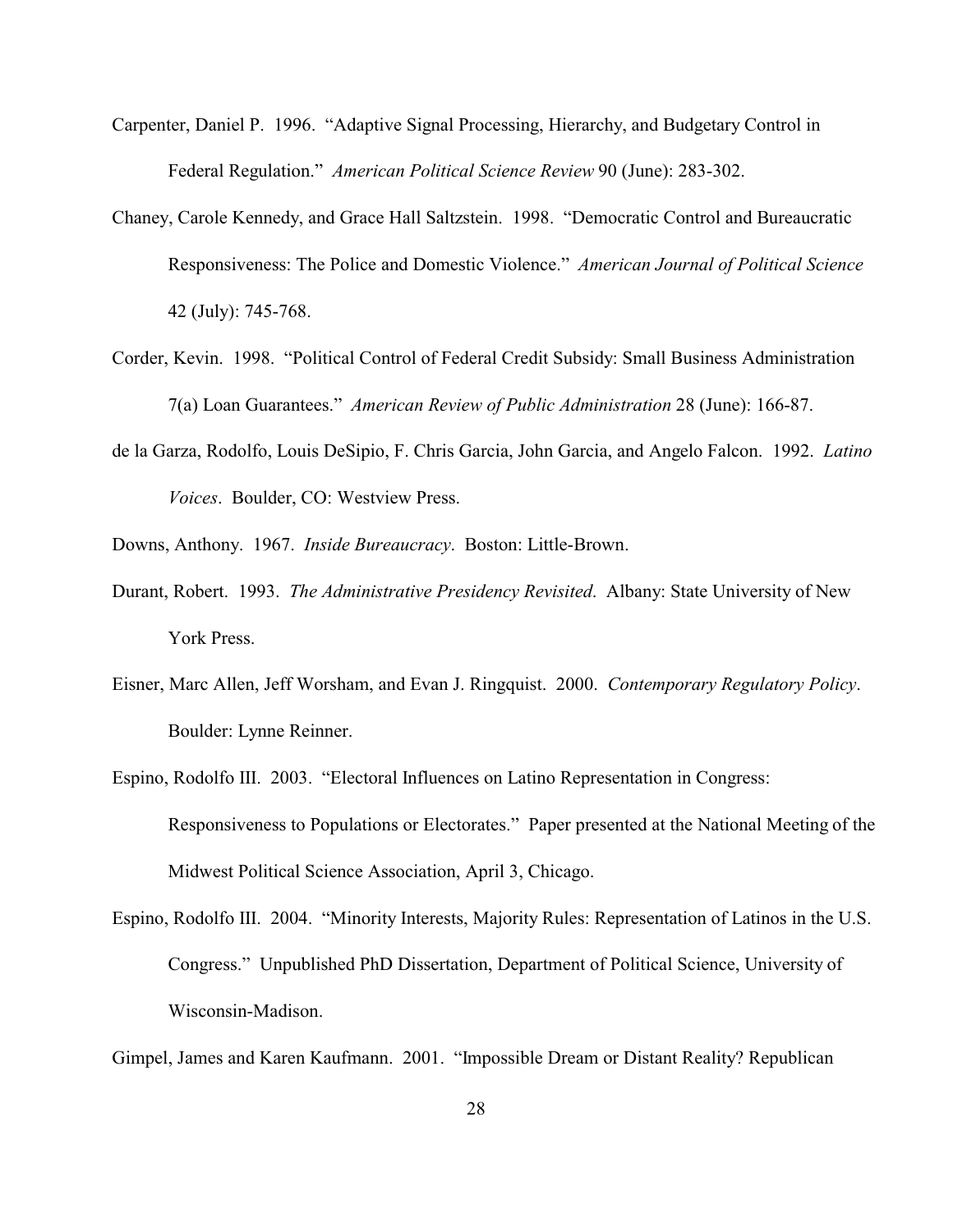Carpenter, Daniel P. 1996. "Adaptive Signal Processing, Hierarchy, and Budgetary Control in Federal Regulation." *American Political Science Review* 90 (June): 283-302.

Chaney, Carole Kennedy, and Grace Hall Saltzstein. 1998. "Democratic Control and Bureaucratic Responsiveness: The Police and Domestic Violence." *American Journal of Political Science* 42 (July): 745-768.

Corder, Kevin. 1998. "Political Control of Federal Credit Subsidy: Small Business Administration 7(a) Loan Guarantees." *American Review of Public Administration* 28 (June): 166-87.

de la Garza, Rodolfo, Louis DeSipio, F. Chris Garcia, John Garcia, and Angelo Falcon. 1992. *Latino Voices*. Boulder, CO: Westview Press.

Downs, Anthony. 1967. *Inside Bureaucracy*. Boston: Little-Brown.

Durant, Robert. 1993. *The Administrative Presidency Revisited*. Albany: State University of New York Press.

Eisner, Marc Allen, Jeff Worsham, and Evan J. Ringquist. 2000. *Contemporary Regulatory Policy*. Boulder: Lynne Reinner.

Espino, Rodolfo III. 2003. "Electoral Influences on Latino Representation in Congress: Responsiveness to Populations or Electorates." Paper presented at the National Meeting of the Midwest Political Science Association, April 3, Chicago.

Espino, Rodolfo III. 2004. "Minority Interests, Majority Rules: Representation of Latinos in the U.S. Congress." Unpublished PhD Dissertation, Department of Political Science, University of Wisconsin-Madison.

Gimpel, James and Karen Kaufmann. 2001. "Impossible Dream or Distant Reality? Republican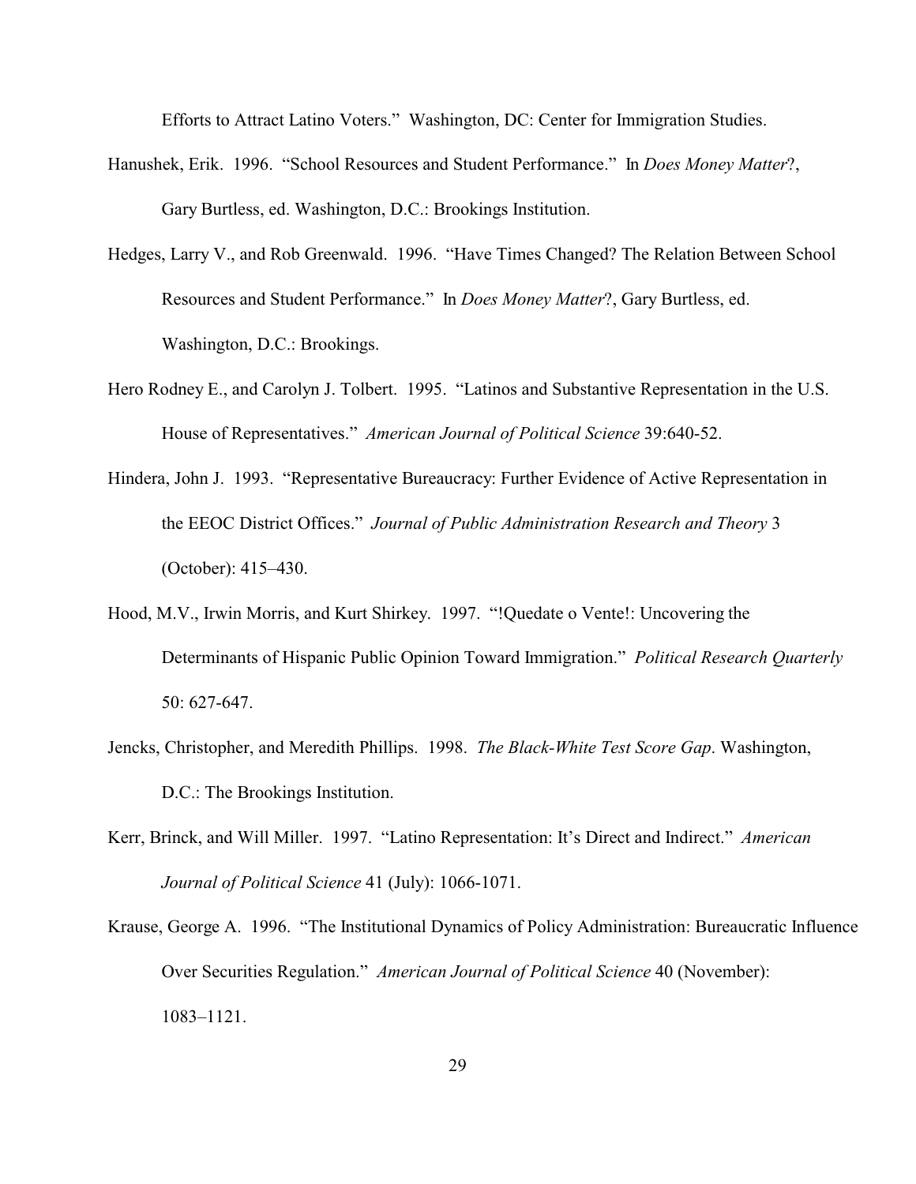Efforts to Attract Latino Voters." Washington, DC: Center for Immigration Studies.

Hanushek, Erik. 1996. "School Resources and Student Performance." In *Does Money Matter*?, Gary Burtless, ed. Washington, D.C.: Brookings Institution.

Hedges, Larry V., and Rob Greenwald. 1996. "Have Times Changed? The Relation Between School Resources and Student Performance." In *Does Money Matter*?, Gary Burtless, ed. Washington, D.C.: Brookings.

Hero Rodney E., and Carolyn J. Tolbert. 1995. "Latinos and Substantive Representation in the U.S. House of Representatives." *American Journal of Political Science* 39:640-52.

Hindera, John J. 1993. "Representative Bureaucracy: Further Evidence of Active Representation in the EEOC District Offices." *Journal of Public Administration Research and Theory* 3 (October): 415–430.

Hood, M.V., Irwin Morris, and Kurt Shirkey. 1997. "!Quedate o Vente!: Uncovering the Determinants of Hispanic Public Opinion Toward Immigration." *Political Research Quarterly* 50: 627-647.

Jencks, Christopher, and Meredith Phillips. 1998. *The Black-White Test Score Gap*. Washington, D.C.: The Brookings Institution.

Kerr, Brinck, and Will Miller. 1997. "Latino Representation: It's Direct and Indirect." *American Journal of Political Science* 41 (July): 1066-1071.

Krause, George A. 1996. "The Institutional Dynamics of Policy Administration: Bureaucratic Influence Over Securities Regulation." *American Journal of Political Science* 40 (November): 1083–1121.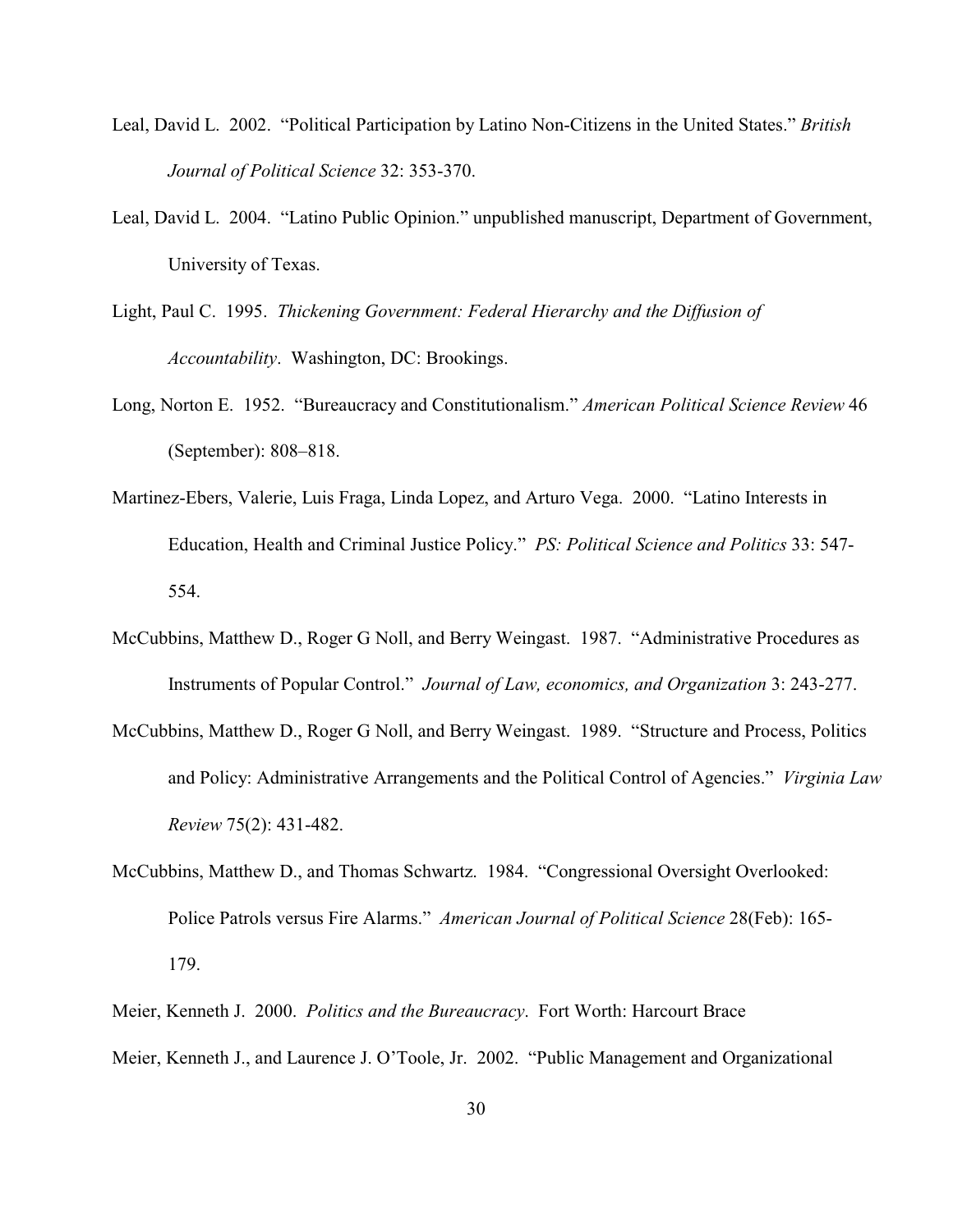Leal, David L. 2002. "Political Participation by Latino Non-Citizens in the United States." *British Journal of Political Science* 32: 353-370.

Leal, David L. 2004. "Latino Public Opinion." unpublished manuscript, Department of Government, University of Texas.

Light, Paul C. 1995. *Thickening Government: Federal Hierarchy and the Diffusion of Accountability*. Washington, DC: Brookings.

Long, Norton E. 1952. "Bureaucracy and Constitutionalism." *American Political Science Review* 46 (September): 808–818.

Martinez-Ebers, Valerie, Luis Fraga, Linda Lopez, and Arturo Vega. 2000. "Latino Interests in Education, Health and Criminal Justice Policy." *PS: Political Science and Politics* 33: 547-554.

McCubbins, Matthew D., Roger G Noll, and Berry Weingast. 1987. "Administrative Procedures as Instruments of Popular Control." *Journal of Law, economics, and Organization* 3: 243-277.

McCubbins, Matthew D., Roger G Noll, and Berry Weingast. 1989. "Structure and Process, Politics and Policy: Administrative Arrangements and the Political Control of Agencies." *Virginia Law Review* 75(2): 431-482.

McCubbins, Matthew D., and Thomas Schwartz. 1984. "Congressional Oversight Overlooked: Police Patrols versus Fire Alarms." *American Journal of Political Science* 28(Feb): 165-179.

Meier, Kenneth J. 2000. *Politics and the Bureaucracy*. Fort Worth: Harcourt Brace

Meier, Kenneth J., and Laurence J. O'Toole, Jr. 2002. "Public Management and Organizational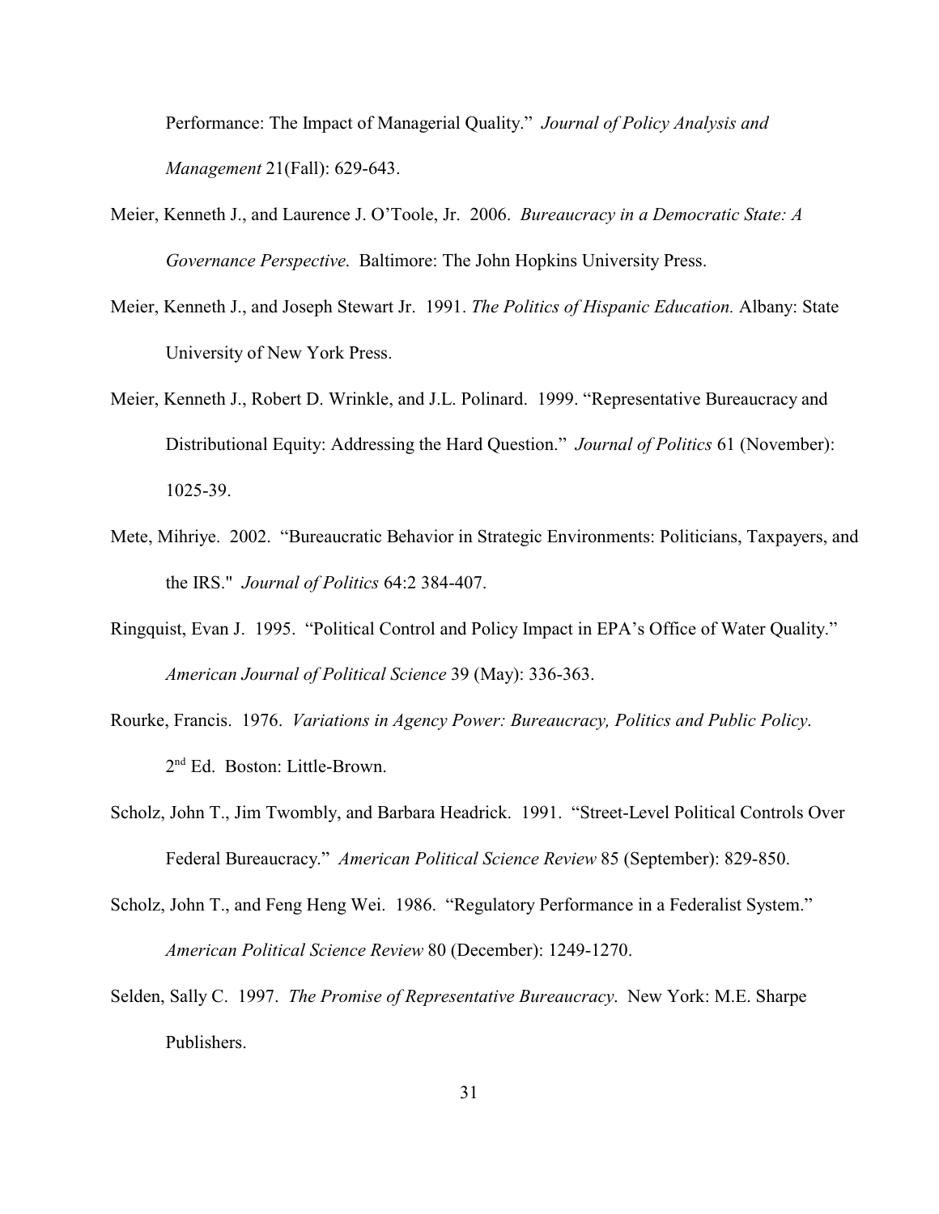Performance: The Impact of Managerial Quality." *Journal of Policy Analysis and Management* 21(Fall): 629-643.

Meier, Kenneth J., and Laurence J. O'Toole, Jr. 2006. *Bureaucracy in a Democratic State: A Governance Perspective.* Baltimore: The John Hopkins University Press.

Meier, Kenneth J., and Joseph Stewart Jr. 1991. *The Politics of Hispanic Education.* Albany: State University of New York Press.

Meier, Kenneth J., Robert D. Wrinkle, and J.L. Polinard. 1999. "Representative Bureaucracy and Distributional Equity: Addressing the Hard Question." *Journal of Politics* 61 (November): 1025-39.

Mete, Mihriye. 2002. "Bureaucratic Behavior in Strategic Environments: Politicians, Taxpayers, and the IRS." *Journal of Politics* 64:2 384-407.

Ringquist, Evan J. 1995. "Political Control and Policy Impact in EPA's Office of Water Quality." *American Journal of Political Science* 39 (May): 336-363.

Rourke, Francis. 1976. *Variations in Agency Power: Bureaucracy, Politics and Public Policy*. 2nd Ed. Boston: Little-Brown.

Scholz, John T., Jim Twombly, and Barbara Headrick. 1991. "Street-Level Political Controls Over Federal Bureaucracy." *American Political Science Review* 85 (September): 829-850.

Scholz, John T., and Feng Heng Wei. 1986. "Regulatory Performance in a Federalist System." *American Political Science Review* 80 (December): 1249-1270.

Selden, Sally C. 1997. *The Promise of Representative Bureaucracy*. New York: M.E. Sharpe Publishers.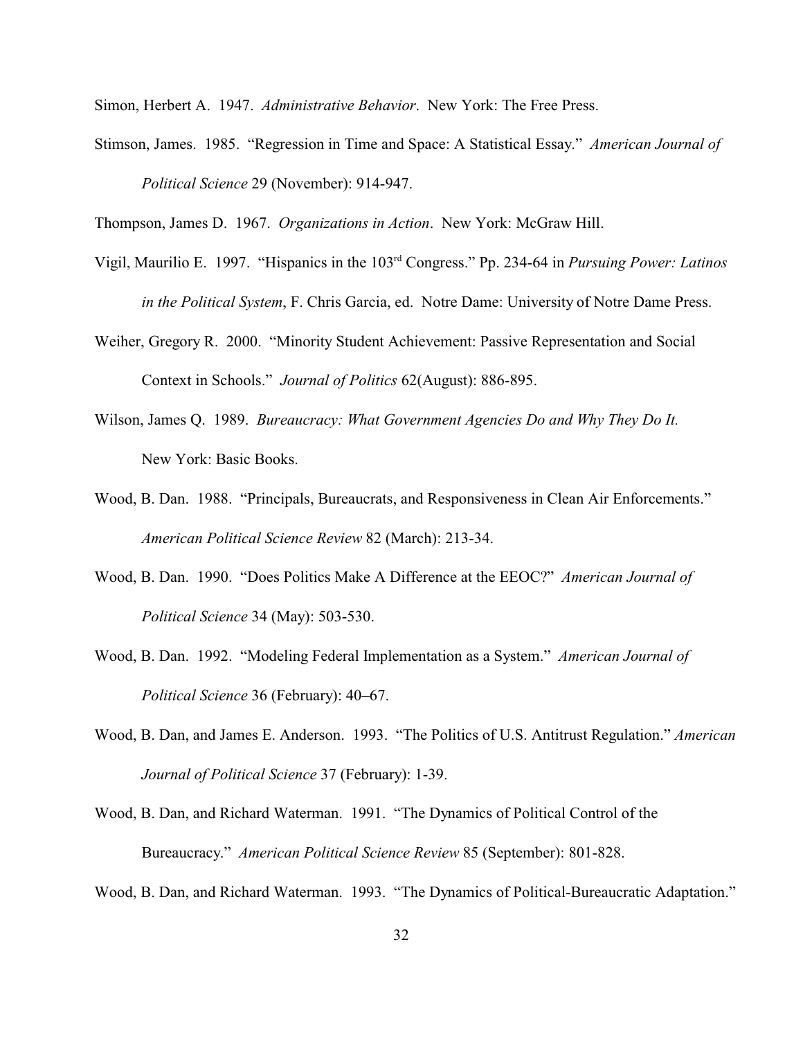Simon, Herbert A. 1947. *Administrative Behavior*. New York: The Free Press.

Stimson, James. 1985. "Regression in Time and Space: A Statistical Essay." *American Journal of Political Science* 29 (November): 914-947.

Thompson, James D. 1967. *Organizations in Action*. New York: McGraw Hill.

Vigil, Maurilio E. 1997. "Hispanics in the 103rd Congress." Pp. 234-64 in *Pursuing Power: Latinos in the Political System*, F. Chris Garcia, ed. Notre Dame: University of Notre Dame Press.

Weiher, Gregory R. 2000. "Minority Student Achievement: Passive Representation and Social Context in Schools." *Journal of Politics* 62(August): 886-895.

Wilson, James Q. 1989. *Bureaucracy: What Government Agencies Do and Why They Do It.* New York: Basic Books.

Wood, B. Dan. 1988. "Principals, Bureaucrats, and Responsiveness in Clean Air Enforcements." *American Political Science Review* 82 (March): 213-34.

Wood, B. Dan. 1990. "Does Politics Make A Difference at the EEOC?" *American Journal of Political Science* 34 (May): 503-530.

Wood, B. Dan. 1992. "Modeling Federal Implementation as a System." *American Journal of Political Science* 36 (February): 40–67.

Wood, B. Dan, and James E. Anderson. 1993. "The Politics of U.S. Antitrust Regulation." *American Journal of Political Science* 37 (February): 1-39.

Wood, B. Dan, and Richard Waterman. 1991. "The Dynamics of Political Control of the Bureaucracy." *American Political Science Review* 85 (September): 801-828.

Wood, B. Dan, and Richard Waterman. 1993. "The Dynamics of Political-Bureaucratic Adaptation."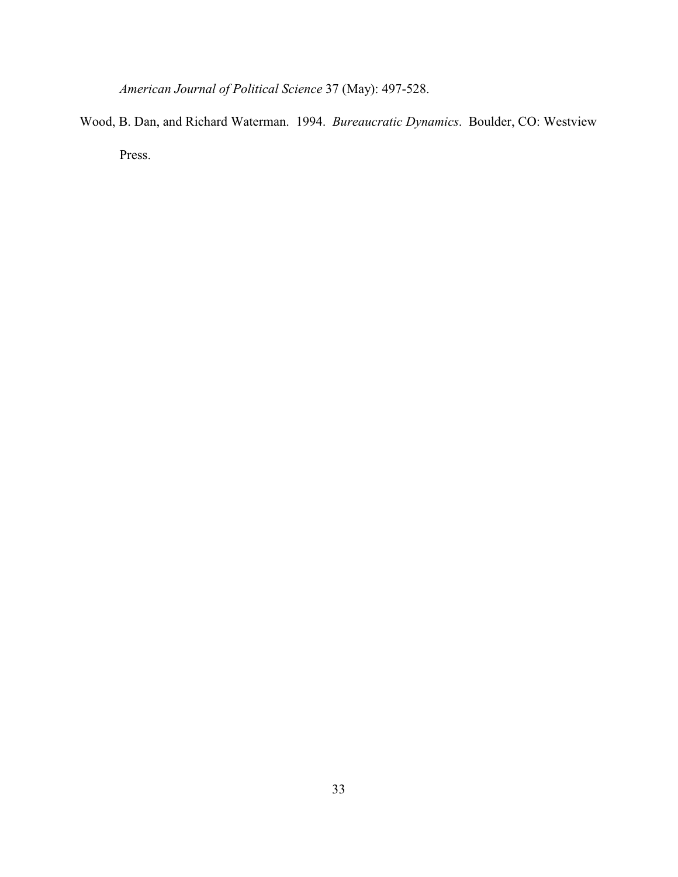*American Journal of Political Science* 37 (May): 497-528.

Wood, B. Dan, and Richard Waterman. 1994. *Bureaucratic Dynamics*. Boulder, CO: Westview Press.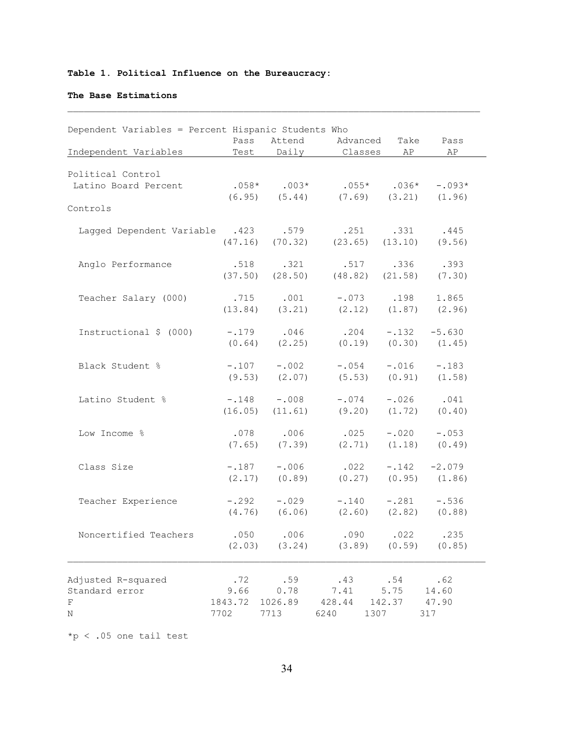**Table 1. Political Influence on the Bureaucracy:**

**The Base Estimations**

| Dependent Variables = Percent Hispanic Students Who | | | | | |
|---|---|---|---|---|---|
| Independent Variables | Pass Test | Attend Daily | Advanced Classes | Take AP | Pass AP |
| Political Control | | | | | |
| Latino Board Percent | .058* | .003* | .055* | .036* | -.093* |
| | (6.95) | (5.44) | (7.69) | (3.21) | (1.96) |
| Controls | | | | | |
| Lagged Dependent Variable | .423 | .579 | .251 | .331 | .445 |
| | (47.16) | (70.32) | (23.65) | (13.10) | (9.56) |
| Anglo Performance | .518 | .321 | .517 | .336 | .393 |
| | (37.50) | (28.50) | (48.82) | (21.58) | (7.30) |
| Teacher Salary (000) | .715 | .001 | -.073 | .198 | 1.865 |
| | (13.84) | (3.21) | (2.12) | (1.87) | (2.96) |
| Instructional $ (000) | -.179 | .046 | .204 | -.132 | -5.630 |
| | (0.64) | (2.25) | (0.19) | (0.30) | (1.45) |
| Black Student % | -.107 | -.002 | -.054 | -.016 | -.183 |
| | (9.53) | (2.07) | (5.53) | (0.91) | (1.58) |
| Latino Student % | -.148 | -.008 | -.074 | -.026 | .041 |
| | (16.05) | (11.61) | (9.20) | (1.72) | (0.40) |
| Low Income % | .078 | .006 | .025 | -.020 | -.053 |
| | (7.65) | (7.39) | (2.71) | (1.18) | (0.49) |
| Class Size | -.187 | -.006 | .022 | -.142 | -2.079 |
| | (2.17) | (0.89) | (0.27) | (0.95) | (1.86) |
| Teacher Experience | -.292 | -.029 | -.140 | -.281 | -.536 |
| | (4.76) | (6.06) | (2.60) | (2.82) | (0.88) |
| Noncertified Teachers | .050 | .006 | .090 | .022 | .235 |
| | (2.03) | (3.24) | (3.89) | (0.59) | (0.85) |
| Adjusted R-squared | .72 | .59 | .43 | .54 | .62 |
| Standard error | 9.66 | 0.78 | 7.41 | 5.75 | 14.60 |
| F | 1843.72 | 1026.89 | 428.44 | 142.37 | 47.90 |
| N | 7702 | 7713 | 6240 | 1307 | 317 |

*p < .05 one tail test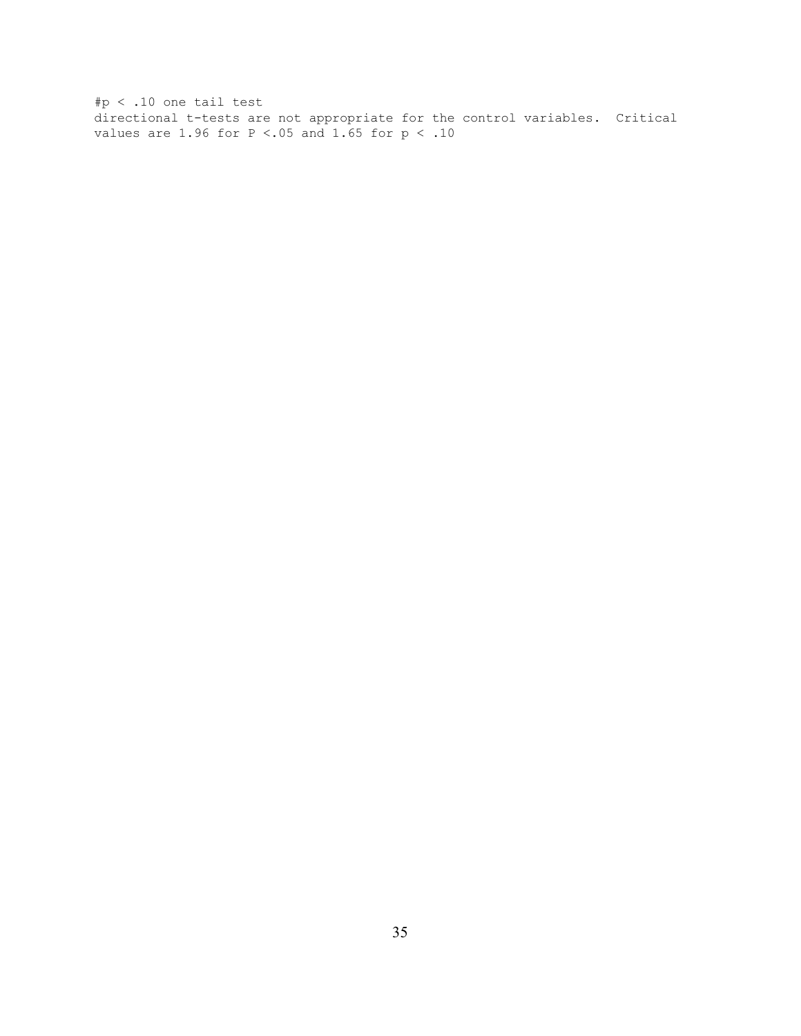#p < .10 one tail test
directional t-tests are not appropriate for the control variables.  Critical values are 1.96 for P <.05 and 1.65 for p < .10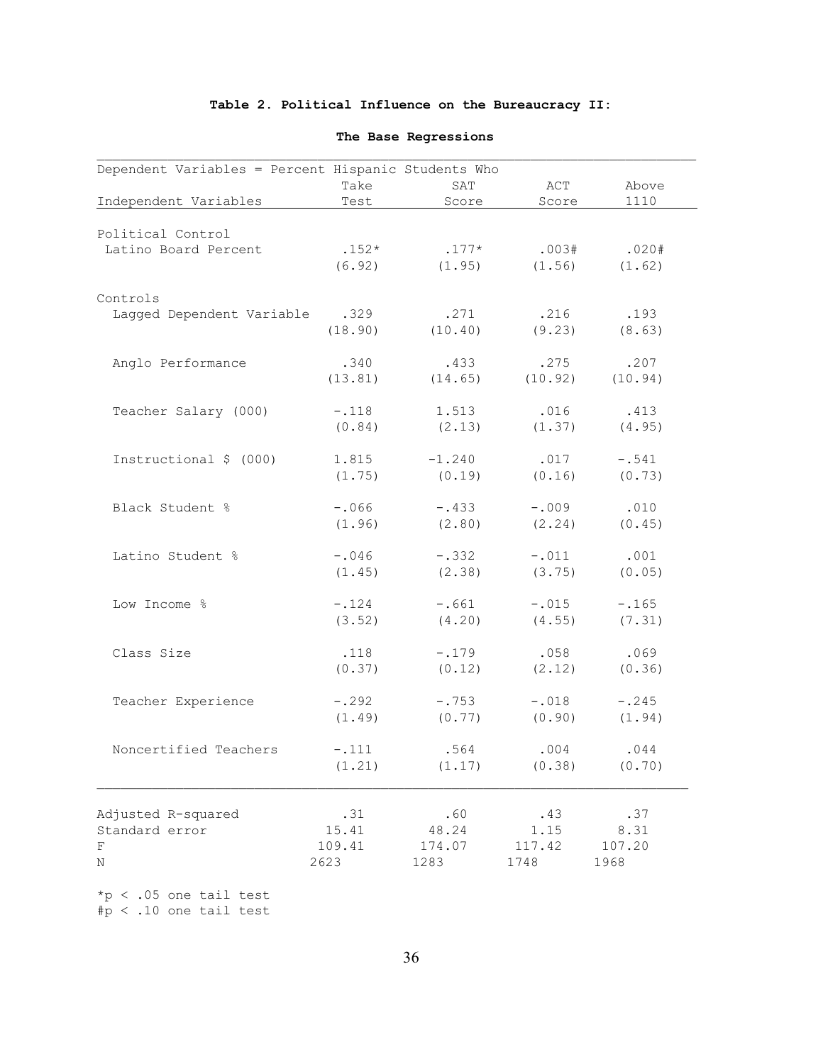**Table 2. Political Influence on the Bureaucracy II:**

**The Base Regressions**

| Dependent Variables = Percent Hispanic Students Who | | | | |
|---|---|---|---|---|
| Independent Variables | Take Test | SAT Score | ACT Score | Above 1110 |
| Political Control | | | | |
| Latino Board Percent | .152* | .177* | .003# | .020# |
| | (6.92) | (1.95) | (1.56) | (1.62) |
| Controls | | | | |
| Lagged Dependent Variable | .329 | .271 | .216 | .193 |
| | (18.90) | (10.40) | (9.23) | (8.63) |
| Anglo Performance | .340 | .433 | .275 | .207 |
| | (13.81) | (14.65) | (10.92) | (10.94) |
| Teacher Salary (000) | -.118 | 1.513 | .016 | .413 |
| | (0.84) | (2.13) | (1.37) | (4.95) |
| Instructional $ (000) | 1.815 | -1.240 | .017 | -.541 |
| | (1.75) | (0.19) | (0.16) | (0.73) |
| Black Student % | -.066 | -.433 | -.009 | .010 |
| | (1.96) | (2.80) | (2.24) | (0.45) |
| Latino Student % | -.046 | -.332 | -.011 | .001 |
| | (1.45) | (2.38) | (3.75) | (0.05) |
| Low Income % | -.124 | -.661 | -.015 | -.165 |
| | (3.52) | (4.20) | (4.55) | (7.31) |
| Class Size | .118 | -.179 | .058 | .069 |
| | (0.37) | (0.12) | (2.12) | (0.36) |
| Teacher Experience | -.292 | -.753 | -.018 | -.245 |
| | (1.49) | (0.77) | (0.90) | (1.94) |
| Noncertified Teachers | -.111 | .564 | .004 | .044 |
| | (1.21) | (1.17) | (0.38) | (0.70) |
| Adjusted R-squared | .31 | .60 | .43 | .37 |
| Standard error | 15.41 | 48.24 | 1.15 | 8.31 |
| F | 109.41 | 174.07 | 117.42 | 107.20 |
| N | 2623 | 1283 | 1748 | 1968 |

*p < .05 one tail test
#p < .10 one tail test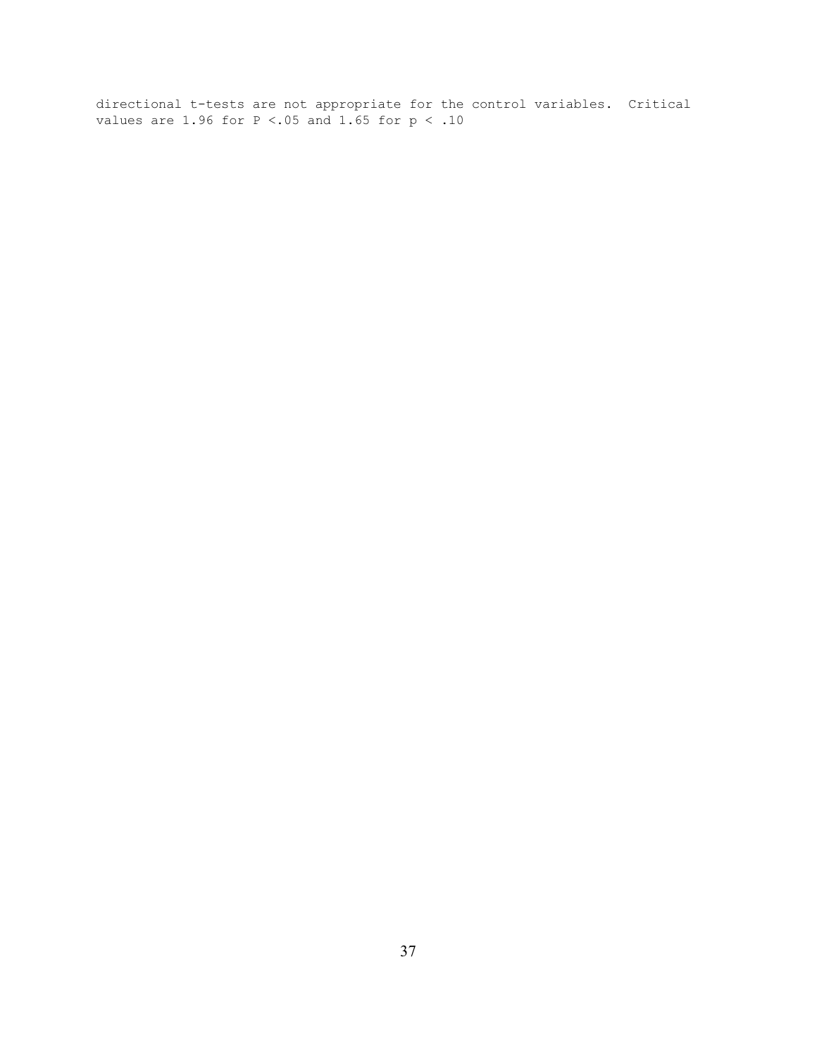directional t-tests are not appropriate for the control variables. Critical values are 1.96 for $P < .05$ and 1.65 for $p < .10$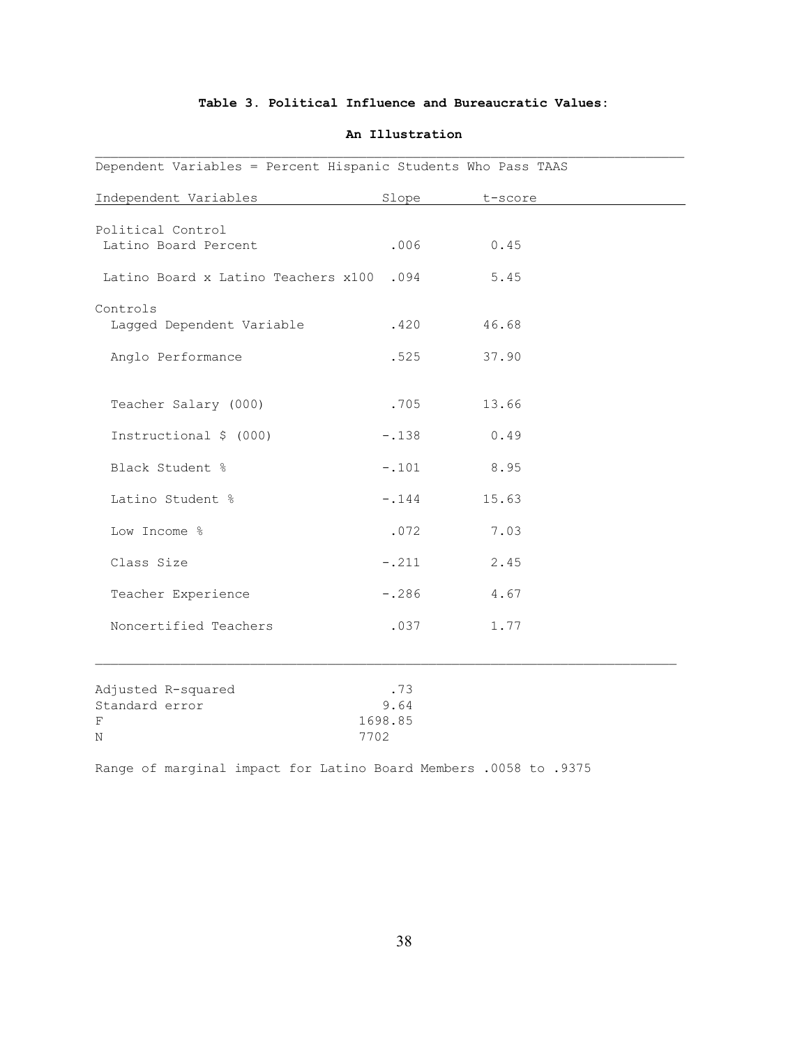**Table 3. Political Influence and Bureaucratic Values:**

**An Illustration**

Dependent Variables = Percent Hispanic Students Who Pass TAAS

| Independent Variables | Slope | t-score |
|---|---|---|
| Political Control | | |
| Latino Board Percent | .006 | 0.45 |
| Latino Board x Latino Teachers x100 | .094 | 5.45 |
| Controls | | |
| Lagged Dependent Variable | .420 | 46.68 |
| Anglo Performance | .525 | 37.90 |
| Teacher Salary (000) | .705 | 13.66 |
| Instructional $ (000) | -.138 | 0.49 |
| Black Student % | -.101 | 8.95 |
| Latino Student % | -.144 | 15.63 |
| Low Income % | .072 | 7.03 |
| Class Size | -.211 | 2.45 |
| Teacher Experience | -.286 | 4.67 |
| Noncertified Teachers | .037 | 1.77 |

| | |
|---|---|
| Adjusted R-squared | .73 |
| Standard error | 9.64 |
| F | 1698.85 |
| N | 7702 |

Range of marginal impact for Latino Board Members .0058 to .9375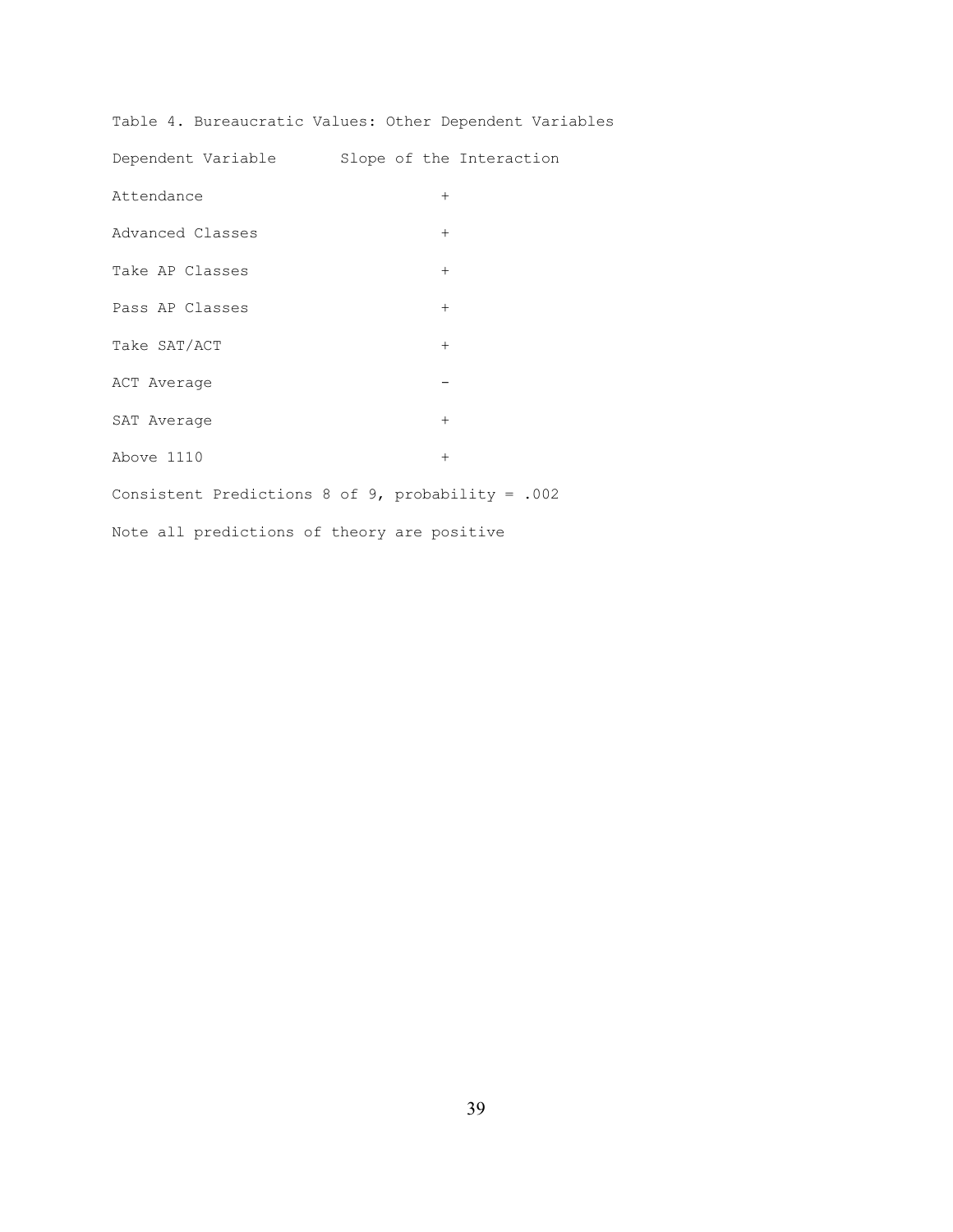Table 4. Bureaucratic Values: Other Dependent Variables

| Dependent Variable | Slope of the Interaction |
|---|---|
| Attendance | + |
| Advanced Classes | + |
| Take AP Classes | + |
| Pass AP Classes | + |
| Take SAT/ACT | + |
| ACT Average | - |
| SAT Average | + |
| Above 1110 | + |

Consistent Predictions 8 of 9, probability = .002

Note all predictions of theory are positive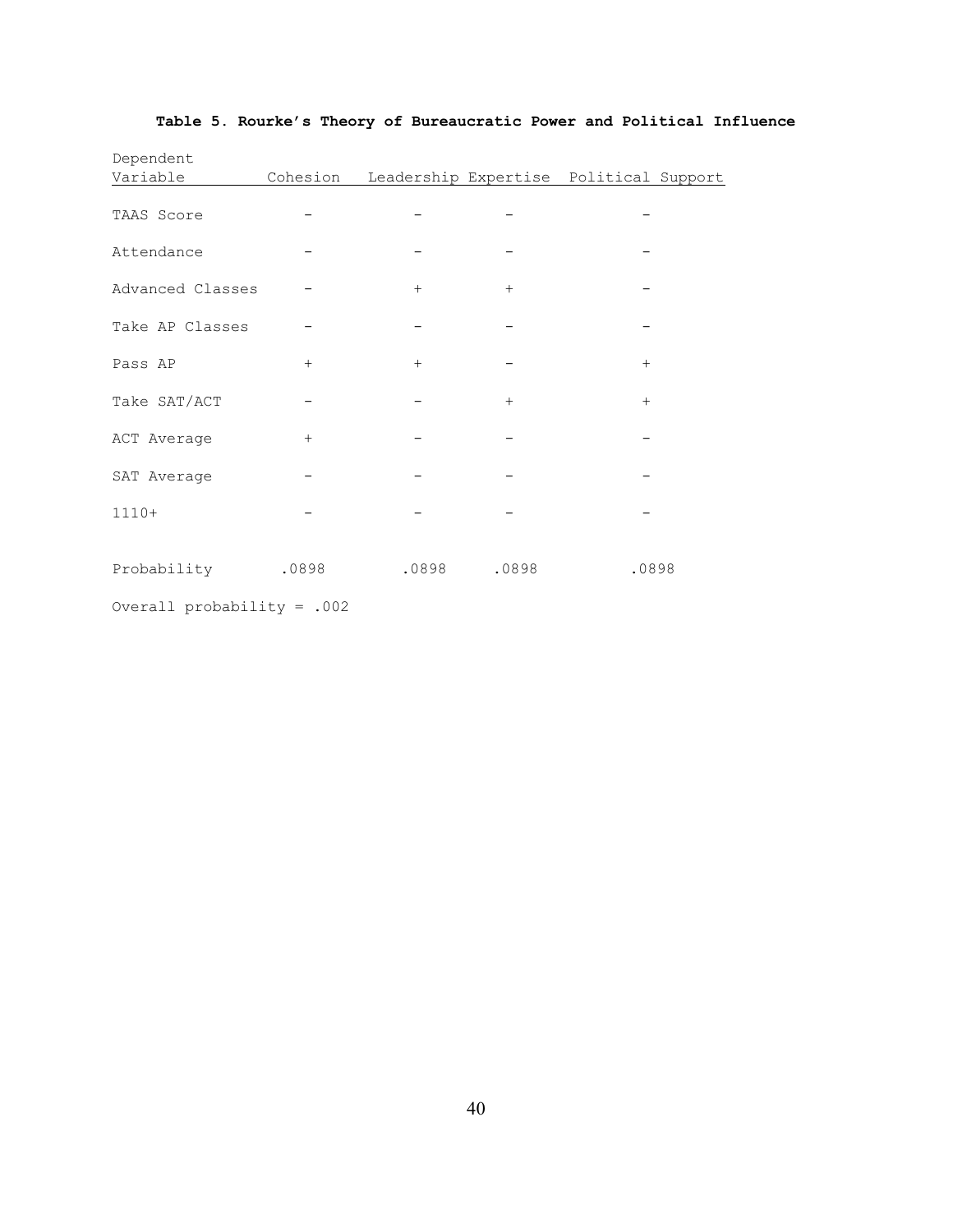**Table 5. Rourke's Theory of Bureaucratic Power and Political Influence**

| Dependent Variable | Cohesion | Leadership | Expertise | Political Support |
|---|---|---|---|---|
| TAAS Score | – | – | – | – |
| Attendance | – | – | – | – |
| Advanced Classes | – | + | + | – |
| Take AP Classes | – | – | – | – |
| Pass AP | + | + | – | + |
| Take SAT/ACT | – | – | + | + |
| ACT Average | + | – | – | – |
| SAT Average | – | – | – | – |
| 1110+ | – | – | – | – |
| Probability | .0898 | .0898 | .0898 | .0898 |

Overall probability = .002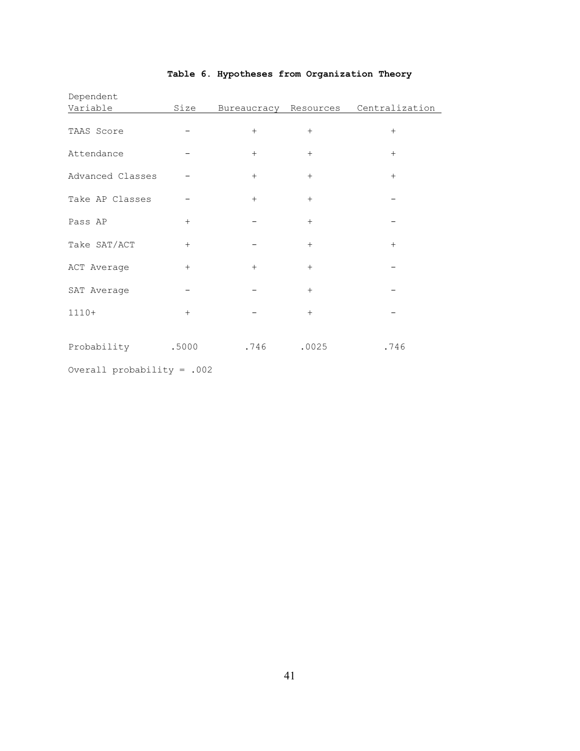**Table 6. Hypotheses from Organization Theory**

| Dependent Variable | Size | Bureaucracy | Resources | Centralization |
|---|---|---|---|---|
| TAAS Score | – | + | + | + |
| Attendance | – | + | + | + |
| Advanced Classes | – | + | + | + |
| Take AP Classes | – | + | + | – |
| Pass AP | + | – | + | – |
| Take SAT/ACT | + | – | + | + |
| ACT Average | + | + | + | – |
| SAT Average | – | – | + | – |
| 1110+ | + | – | + | – |
| Probability | .5000 | .746 | .0025 | .746 |

Overall probability = .002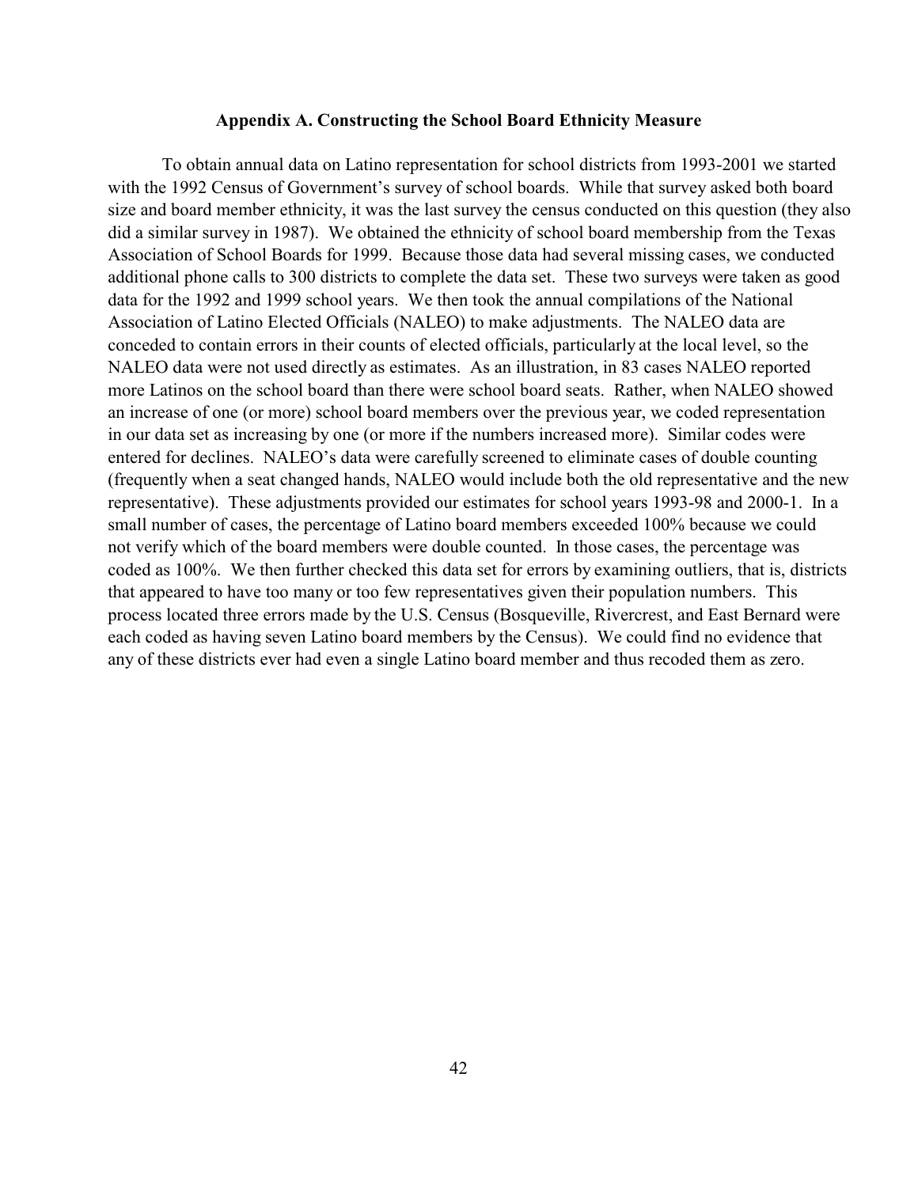## Appendix A. Constructing the School Board Ethnicity Measure

To obtain annual data on Latino representation for school districts from 1993-2001 we started with the 1992 Census of Government's survey of school boards. While that survey asked both board size and board member ethnicity, it was the last survey the census conducted on this question (they also did a similar survey in 1987). We obtained the ethnicity of school board membership from the Texas Association of School Boards for 1999. Because those data had several missing cases, we conducted additional phone calls to 300 districts to complete the data set. These two surveys were taken as good data for the 1992 and 1999 school years. We then took the annual compilations of the National Association of Latino Elected Officials (NALEO) to make adjustments. The NALEO data are conceded to contain errors in their counts of elected officials, particularly at the local level, so the NALEO data were not used directly as estimates. As an illustration, in 83 cases NALEO reported more Latinos on the school board than there were school board seats. Rather, when NALEO showed an increase of one (or more) school board members over the previous year, we coded representation in our data set as increasing by one (or more if the numbers increased more). Similar codes were entered for declines. NALEO's data were carefully screened to eliminate cases of double counting (frequently when a seat changed hands, NALEO would include both the old representative and the new representative). These adjustments provided our estimates for school years 1993-98 and 2000-1. In a small number of cases, the percentage of Latino board members exceeded 100% because we could not verify which of the board members were double counted. In those cases, the percentage was coded as 100%. We then further checked this data set for errors by examining outliers, that is, districts that appeared to have too many or too few representatives given their population numbers. This process located three errors made by the U.S. Census (Bosqueville, Rivercrest, and East Bernard were each coded as having seven Latino board members by the Census). We could find no evidence that any of these districts ever had even a single Latino board member and thus recoded them as zero.